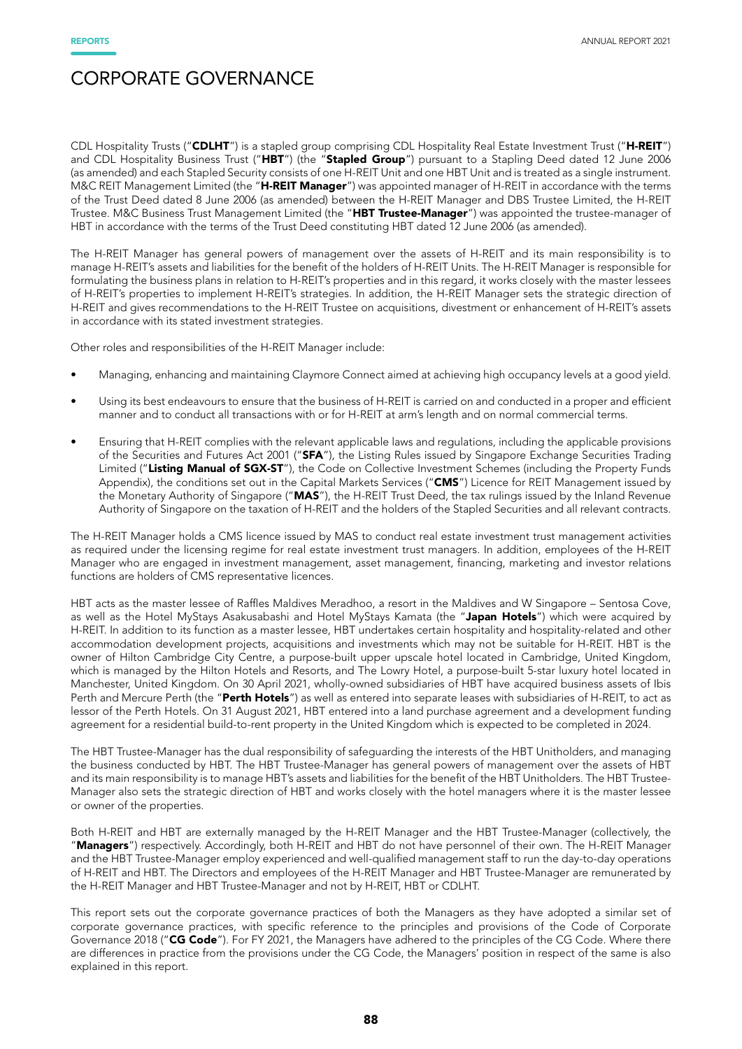# CORPORATE GOVERNANCE

CDL Hospitality Trusts ("**CDLHT**") is a stapled group comprising CDL Hospitality Real Estate Investment Trust ("**H-REIT**") and CDL Hospitality Business Trust ("**HBT**") (the "**Stapled Group**") pursuant to a Stapling Deed dated 12 June 2006 (as amended) and each Stapled Security consists of one H-REIT Unit and one HBT Unit and is treated as a single instrument. M&C REIT Management Limited (the "**H-REIT Manager**") was appointed manager of H-REIT in accordance with the terms of the Trust Deed dated 8 June 2006 (as amended) between the H-REIT Manager and DBS Trustee Limited, the H-REIT Trustee. M&C Business Trust Management Limited (the "**HBT Trustee-Manager**") was appointed the trustee-manager of HBT in accordance with the terms of the Trust Deed constituting HBT dated 12 June 2006 (as amended).

The H-REIT Manager has general powers of management over the assets of H-REIT and its main responsibility is to manage H-REIT's assets and liabilities for the benefit of the holders of H-REIT Units. The H-REIT Manager is responsible for formulating the business plans in relation to H-REIT's properties and in this regard, it works closely with the master lessees of H-REIT's properties to implement H-REIT's strategies. In addition, the H-REIT Manager sets the strategic direction of H-REIT and gives recommendations to the H-REIT Trustee on acquisitions, divestment or enhancement of H-REIT's assets in accordance with its stated investment strategies.

Other roles and responsibilities of the H-REIT Manager include:

- Managing, enhancing and maintaining Claymore Connect aimed at achieving high occupancy levels at a good yield.
- Using its best endeavours to ensure that the business of H-REIT is carried on and conducted in a proper and efficient manner and to conduct all transactions with or for H-REIT at arm's length and on normal commercial terms.
- Ensuring that H-REIT complies with the relevant applicable laws and regulations, including the applicable provisions of the Securities and Futures Act 2001 ("**SFA**"), the Listing Rules issued by Singapore Exchange Securities Trading Limited ("**Listing Manual of SGX-ST**"), the Code on Collective Investment Schemes (including the Property Funds Appendix), the conditions set out in the Capital Markets Services ("**CMS**") Licence for REIT Management issued by the Monetary Authority of Singapore ("**MAS**"), the H-REIT Trust Deed, the tax rulings issued by the Inland Revenue Authority of Singapore on the taxation of H-REIT and the holders of the Stapled Securities and all relevant contracts.

The H-REIT Manager holds a CMS licence issued by MAS to conduct real estate investment trust management activities as required under the licensing regime for real estate investment trust managers. In addition, employees of the H-REIT Manager who are engaged in investment management, asset management, financing, marketing and investor relations functions are holders of CMS representative licences.

HBT acts as the master lessee of Raffles Maldives Meradhoo, a resort in the Maldives and W Singapore – Sentosa Cove, as well as the Hotel MyStays Asakusabashi and Hotel MyStays Kamata (the "**Japan Hotels**") which were acquired by H-REIT. In addition to its function as a master lessee, HBT undertakes certain hospitality and hospitality-related and other accommodation development projects, acquisitions and investments which may not be suitable for H-REIT. HBT is the owner of Hilton Cambridge City Centre, a purpose-built upper upscale hotel located in Cambridge, United Kingdom, which is managed by the Hilton Hotels and Resorts, and The Lowry Hotel, a purpose-built 5-star luxury hotel located in Manchester, United Kingdom. On 30 April 2021, wholly-owned subsidiaries of HBT have acquired business assets of Ibis Perth and Mercure Perth (the "**Perth Hotels**") as well as entered into separate leases with subsidiaries of H-REIT, to act as lessor of the Perth Hotels. On 31 August 2021, HBT entered into a land purchase agreement and a development funding agreement for a residential build-to-rent property in the United Kingdom which is expected to be completed in 2024.

The HBT Trustee-Manager has the dual responsibility of safeguarding the interests of the HBT Unitholders, and managing the business conducted by HBT. The HBT Trustee-Manager has general powers of management over the assets of HBT and its main responsibility is to manage HBT's assets and liabilities for the benefit of the HBT Unitholders. The HBT Trustee-Manager also sets the strategic direction of HBT and works closely with the hotel managers where it is the master lessee or owner of the properties.

Both H-REIT and HBT are externally managed by the H-REIT Manager and the HBT Trustee-Manager (collectively, the "**Managers**") respectively. Accordingly, both H-REIT and HBT do not have personnel of their own. The H-REIT Manager and the HBT Trustee-Manager employ experienced and well-qualified management staff to run the day-to-day operations of H-REIT and HBT. The Directors and employees of the H-REIT Manager and HBT Trustee-Manager are remunerated by the H-REIT Manager and HBT Trustee-Manager and not by H-REIT, HBT or CDLHT.

This report sets out the corporate governance practices of both the Managers as they have adopted a similar set of corporate governance practices, with specific reference to the principles and provisions of the Code of Corporate Governance 2018 ("**CG Code**"). For FY 2021, the Managers have adhered to the principles of the CG Code. Where there are differences in practice from the provisions under the CG Code, the Managers' position in respect of the same is also explained in this report.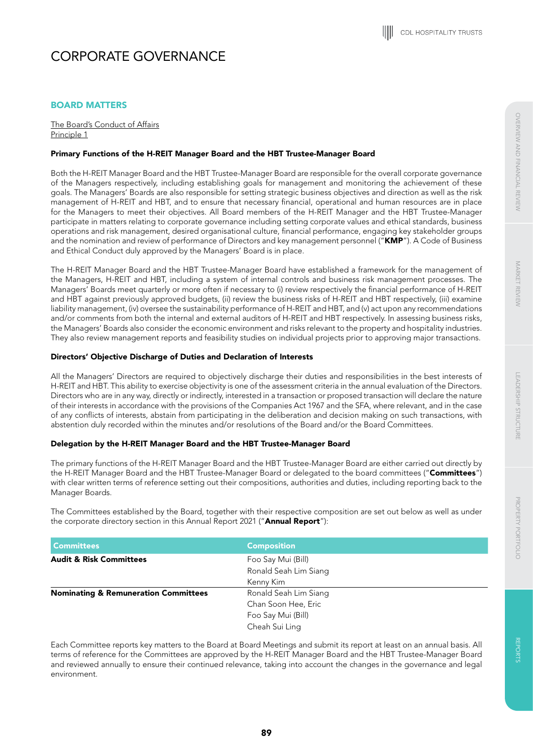# CORPORATE GOVERNANCE

## BOARD MATTERS

The Board's Conduct of Affairs
Principle 1

### Primary Functions of the H-REIT Manager Board and the HBT Trustee-Manager Board

Both the H-REIT Manager Board and the HBT Trustee-Manager Board are responsible for the overall corporate governance of the Managers respectively, including establishing goals for management and monitoring the achievement of these goals. The Managers' Boards are also responsible for setting strategic business objectives and direction as well as the risk management of H-REIT and HBT, and to ensure that necessary financial, operational and human resources are in place for the Managers to meet their objectives. All Board members of the H-REIT Manager and the HBT Trustee-Manager participate in matters relating to corporate governance including setting corporate values and ethical standards, business operations and risk management, desired organisational culture, financial performance, engaging key stakeholder groups and the nomination and review of performance of Directors and key management personnel ("**KMP**"). A Code of Business and Ethical Conduct duly approved by the Managers' Board is in place.

The H-REIT Manager Board and the HBT Trustee-Manager Board have established a framework for the management of the Managers, H-REIT and HBT, including a system of internal controls and business risk management processes. The Managers' Boards meet quarterly or more often if necessary to (i) review respectively the financial performance of H-REIT and HBT against previously approved budgets, (ii) review the business risks of H-REIT and HBT respectively, (iii) examine liability management, (iv) oversee the sustainability performance of H-REIT and HBT, and (v) act upon any recommendations and/or comments from both the internal and external auditors of H-REIT and HBT respectively. In assessing business risks, the Managers' Boards also consider the economic environment and risks relevant to the property and hospitality industries. They also review management reports and feasibility studies on individual projects prior to approving major transactions.

### Directors' Objective Discharge of Duties and Declaration of Interests

All the Managers' Directors are required to objectively discharge their duties and responsibilities in the best interests of H-REIT and HBT. This ability to exercise objectivity is one of the assessment criteria in the annual evaluation of the Directors. Directors who are in any way, directly or indirectly, interested in a transaction or proposed transaction will declare the nature of their interests in accordance with the provisions of the Companies Act 1967 and the SFA, where relevant, and in the case of any conflicts of interests, abstain from participating in the deliberation and decision making on such transactions, with abstention duly recorded within the minutes and/or resolutions of the Board and/or the Board Committees.

### Delegation by the H-REIT Manager Board and the HBT Trustee-Manager Board

The primary functions of the H-REIT Manager Board and the HBT Trustee-Manager Board are either carried out directly by the H-REIT Manager Board and the HBT Trustee-Manager Board or delegated to the board committees ("**Committees**") with clear terms of reference setting out their compositions, authorities and duties, including reporting back to the Manager Boards.

The Committees established by the Board, together with their respective composition are set out below as well as under the corporate directory section in this Annual Report 2021 ("**Annual Report**"):

| Committees | Composition |
|---|---|
| **Audit & Risk Committees** | Foo Say Mui (Bill)<br>Ronald Seah Lim Siang<br>Kenny Kim |
| **Nominating & Remuneration Committees** | Ronald Seah Lim Siang<br>Chan Soon Hee, Eric<br>Foo Say Mui (Bill)<br>Cheah Sui Ling |

Each Committee reports key matters to the Board at Board Meetings and submit its report at least on an annual basis. All terms of reference for the Committees are approved by the H-REIT Manager Board and the HBT Trustee-Manager Board and reviewed annually to ensure their continued relevance, taking into account the changes in the governance and legal environment.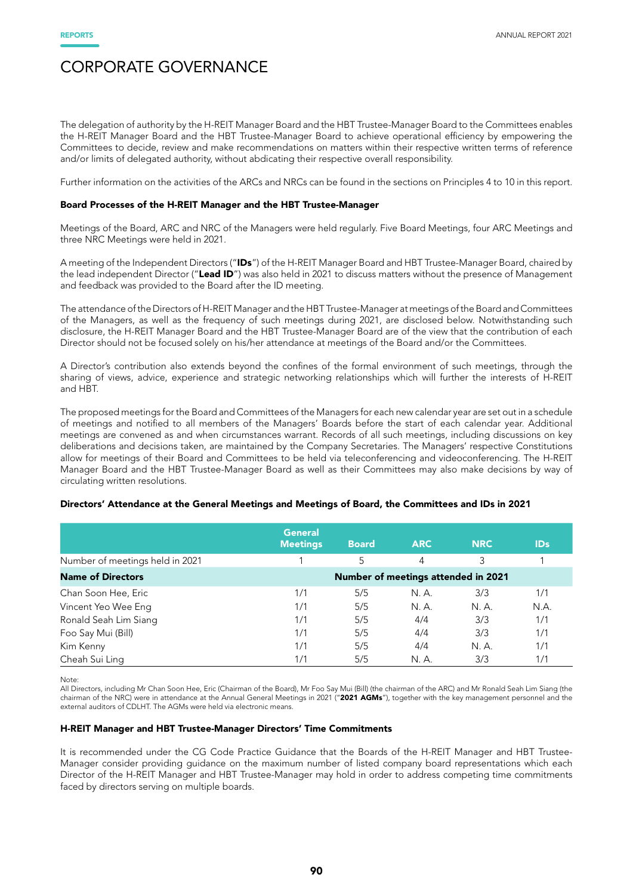# CORPORATE GOVERNANCE

The delegation of authority by the H-REIT Manager Board and the HBT Trustee-Manager Board to the Committees enables the H-REIT Manager Board and the HBT Trustee-Manager Board to achieve operational efficiency by empowering the Committees to decide, review and make recommendations on matters within their respective written terms of reference and/or limits of delegated authority, without abdicating their respective overall responsibility.

Further information on the activities of the ARCs and NRCs can be found in the sections on Principles 4 to 10 in this report.

**Board Processes of the H-REIT Manager and the HBT Trustee-Manager**

Meetings of the Board, ARC and NRC of the Managers were held regularly. Five Board Meetings, four ARC Meetings and three NRC Meetings were held in 2021.

A meeting of the Independent Directors ("**IDs**") of the H-REIT Manager Board and HBT Trustee-Manager Board, chaired by the lead independent Director ("**Lead ID**") was also held in 2021 to discuss matters without the presence of Management and feedback was provided to the Board after the ID meeting.

The attendance of the Directors of H-REIT Manager and the HBT Trustee-Manager at meetings of the Board and Committees of the Managers, as well as the frequency of such meetings during 2021, are disclosed below. Notwithstanding such disclosure, the H-REIT Manager Board and the HBT Trustee-Manager Board are of the view that the contribution of each Director should not be focused solely on his/her attendance at meetings of the Board and/or the Committees.

A Director's contribution also extends beyond the confines of the formal environment of such meetings, through the sharing of views, advice, experience and strategic networking relationships which will further the interests of H-REIT and HBT.

The proposed meetings for the Board and Committees of the Managers for each new calendar year are set out in a schedule of meetings and notified to all members of the Managers' Boards before the start of each calendar year. Additional meetings are convened as and when circumstances warrant. Records of all such meetings, including discussions on key deliberations and decisions taken, are maintained by the Company Secretaries. The Managers' respective Constitutions allow for meetings of their Board and Committees to be held via teleconferencing and videoconferencing. The H-REIT Manager Board and the HBT Trustee-Manager Board as well as their Committees may also make decisions by way of circulating written resolutions.

**Directors' Attendance at the General Meetings and Meetings of Board, the Committees and IDs in 2021**

| | General Meetings | Board | ARC | NRC | IDs |
|---|---|---|---|---|---|
| Number of meetings held in 2021 | 1 | 5 | 4 | 3 | 1 |
| **Name of Directors** | **Number of meetings attended in 2021** | | | | |
| Chan Soon Hee, Eric | 1/1 | 5/5 | N. A. | 3/3 | 1/1 |
| Vincent Yeo Wee Eng | 1/1 | 5/5 | N. A. | N. A. | N.A. |
| Ronald Seah Lim Siang | 1/1 | 5/5 | 4/4 | 3/3 | 1/1 |
| Foo Say Mui (Bill) | 1/1 | 5/5 | 4/4 | 3/3 | 1/1 |
| Kim Kenny | 1/1 | 5/5 | 4/4 | N. A. | 1/1 |
| Cheah Sui Ling | 1/1 | 5/5 | N. A. | 3/3 | 1/1 |

Note:
All Directors, including Mr Chan Soon Hee, Eric (Chairman of the Board), Mr Foo Say Mui (Bill) (the chairman of the ARC) and Mr Ronald Seah Lim Siang (the chairman of the NRC) were in attendance at the Annual General Meetings in 2021 ("**2021 AGMs**"), together with the key management personnel and the external auditors of CDLHT. The AGMs were held via electronic means.

**H-REIT Manager and HBT Trustee-Manager Directors' Time Commitments**

It is recommended under the CG Code Practice Guidance that the Boards of the H-REIT Manager and HBT Trustee-Manager consider providing guidance on the maximum number of listed company board representations which each Director of the H-REIT Manager and HBT Trustee-Manager may hold in order to address competing time commitments faced by directors serving on multiple boards.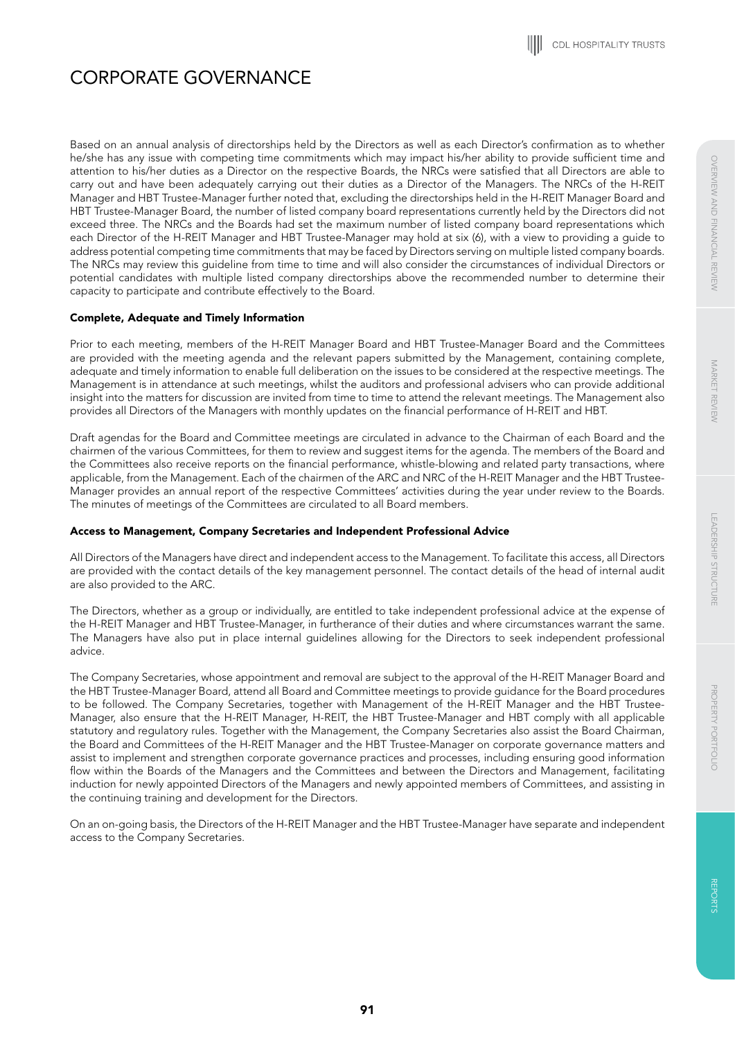# CORPORATE GOVERNANCE

Based on an annual analysis of directorships held by the Directors as well as each Director's confirmation as to whether he/she has any issue with competing time commitments which may impact his/her ability to provide sufficient time and attention to his/her duties as a Director on the respective Boards, the NRCs were satisfied that all Directors are able to carry out and have been adequately carrying out their duties as a Director of the Managers. The NRCs of the H-REIT Manager and HBT Trustee-Manager further noted that, excluding the directorships held in the H-REIT Manager Board and HBT Trustee-Manager Board, the number of listed company board representations currently held by the Directors did not exceed three. The NRCs and the Boards had set the maximum number of listed company board representations which each Director of the H-REIT Manager and HBT Trustee-Manager may hold at six (6), with a view to providing a guide to address potential competing time commitments that may be faced by Directors serving on multiple listed company boards. The NRCs may review this guideline from time to time and will also consider the circumstances of individual Directors or potential candidates with multiple listed company directorships above the recommended number to determine their capacity to participate and contribute effectively to the Board.

**Complete, Adequate and Timely Information**

Prior to each meeting, members of the H-REIT Manager Board and HBT Trustee-Manager Board and the Committees are provided with the meeting agenda and the relevant papers submitted by the Management, containing complete, adequate and timely information to enable full deliberation on the issues to be considered at the respective meetings. The Management is in attendance at such meetings, whilst the auditors and professional advisers who can provide additional insight into the matters for discussion are invited from time to time to attend the relevant meetings. The Management also provides all Directors of the Managers with monthly updates on the financial performance of H-REIT and HBT.

Draft agendas for the Board and Committee meetings are circulated in advance to the Chairman of each Board and the chairmen of the various Committees, for them to review and suggest items for the agenda. The members of the Board and the Committees also receive reports on the financial performance, whistle-blowing and related party transactions, where applicable, from the Management. Each of the chairmen of the ARC and NRC of the H-REIT Manager and the HBT Trustee-Manager provides an annual report of the respective Committees' activities during the year under review to the Boards. The minutes of meetings of the Committees are circulated to all Board members.

**Access to Management, Company Secretaries and Independent Professional Advice**

All Directors of the Managers have direct and independent access to the Management. To facilitate this access, all Directors are provided with the contact details of the key management personnel. The contact details of the head of internal audit are also provided to the ARC.

The Directors, whether as a group or individually, are entitled to take independent professional advice at the expense of the H-REIT Manager and HBT Trustee-Manager, in furtherance of their duties and where circumstances warrant the same. The Managers have also put in place internal guidelines allowing for the Directors to seek independent professional advice.

The Company Secretaries, whose appointment and removal are subject to the approval of the H-REIT Manager Board and the HBT Trustee-Manager Board, attend all Board and Committee meetings to provide guidance for the Board procedures to be followed. The Company Secretaries, together with Management of the H-REIT Manager and the HBT Trustee-Manager, also ensure that the H-REIT Manager, H-REIT, the HBT Trustee-Manager and HBT comply with all applicable statutory and regulatory rules. Together with the Management, the Company Secretaries also assist the Board Chairman, the Board and Committees of the H-REIT Manager and the HBT Trustee-Manager on corporate governance matters and assist to implement and strengthen corporate governance practices and processes, including ensuring good information flow within the Boards of the Managers and the Committees and between the Directors and Management, facilitating induction for newly appointed Directors of the Managers and newly appointed members of Committees, and assisting in the continuing training and development for the Directors.

On an on-going basis, the Directors of the H-REIT Manager and the HBT Trustee-Manager have separate and independent access to the Company Secretaries.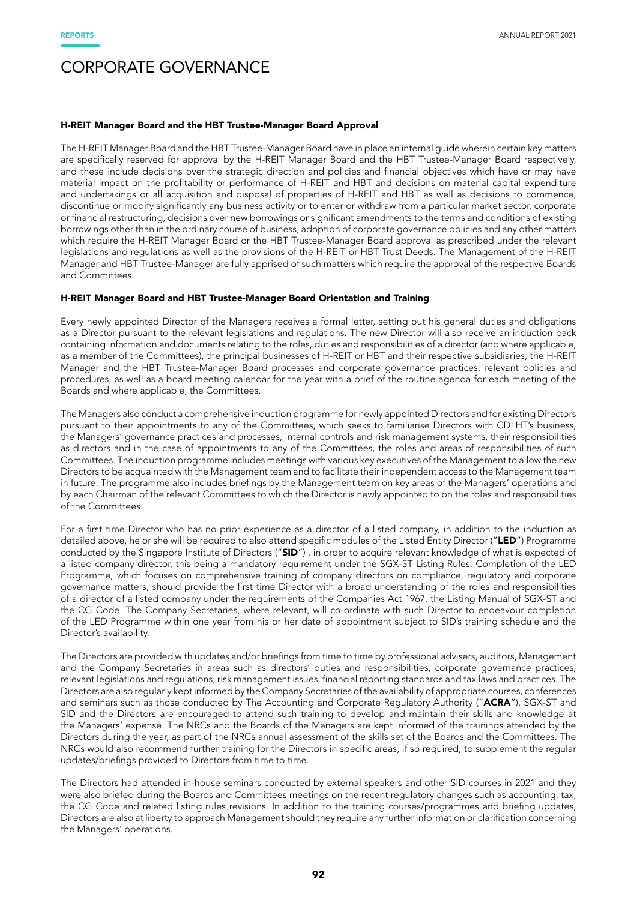# CORPORATE GOVERNANCE

### H-REIT Manager Board and the HBT Trustee-Manager Board Approval

The H-REIT Manager Board and the HBT Trustee-Manager Board have in place an internal guide wherein certain key matters are specifically reserved for approval by the H-REIT Manager Board and the HBT Trustee-Manager Board respectively, and these include decisions over the strategic direction and policies and financial objectives which have or may have material impact on the profitability or performance of H-REIT and HBT and decisions on material capital expenditure and undertakings or all acquisition and disposal of properties of H-REIT and HBT as well as decisions to commence, discontinue or modify significantly any business activity or to enter or withdraw from a particular market sector, corporate or financial restructuring, decisions over new borrowings or significant amendments to the terms and conditions of existing borrowings other than in the ordinary course of business, adoption of corporate governance policies and any other matters which require the H-REIT Manager Board or the HBT Trustee-Manager Board approval as prescribed under the relevant legislations and regulations as well as the provisions of the H-REIT or HBT Trust Deeds. The Management of the H-REIT Manager and HBT Trustee-Manager are fully apprised of such matters which require the approval of the respective Boards and Committees.

### H-REIT Manager Board and HBT Trustee-Manager Board Orientation and Training

Every newly appointed Director of the Managers receives a formal letter, setting out his general duties and obligations as a Director pursuant to the relevant legislations and regulations. The new Director will also receive an induction pack containing information and documents relating to the roles, duties and responsibilities of a director (and where applicable, as a member of the Committees), the principal businesses of H-REIT or HBT and their respective subsidiaries, the H-REIT Manager and the HBT Trustee-Manager Board processes and corporate governance practices, relevant policies and procedures, as well as a board meeting calendar for the year with a brief of the routine agenda for each meeting of the Boards and where applicable, the Committees.

The Managers also conduct a comprehensive induction programme for newly appointed Directors and for existing Directors pursuant to their appointments to any of the Committees, which seeks to familiarise Directors with CDLHT's business, the Managers' governance practices and processes, internal controls and risk management systems, their responsibilities as directors and in the case of appointments to any of the Committees, the roles and areas of responsibilities of such Committees. The induction programme includes meetings with various key executives of the Management to allow the new Directors to be acquainted with the Management team and to facilitate their independent access to the Management team in future. The programme also includes briefings by the Management team on key areas of the Managers' operations and by each Chairman of the relevant Committees to which the Director is newly appointed to on the roles and responsibilities of the Committees.

For a first time Director who has no prior experience as a director of a listed company, in addition to the induction as detailed above, he or she will be required to also attend specific modules of the Listed Entity Director ("**LED**") Programme conducted by the Singapore Institute of Directors ("**SID**") , in order to acquire relevant knowledge of what is expected of a listed company director, this being a mandatory requirement under the SGX-ST Listing Rules. Completion of the LED Programme, which focuses on comprehensive training of company directors on compliance, regulatory and corporate governance matters, should provide the first time Director with a broad understanding of the roles and responsibilities of a director of a listed company under the requirements of the Companies Act 1967, the Listing Manual of SGX-ST and the CG Code. The Company Secretaries, where relevant, will co-ordinate with such Director to endeavour completion of the LED Programme within one year from his or her date of appointment subject to SID's training schedule and the Director's availability.

The Directors are provided with updates and/or briefings from time to time by professional advisers, auditors, Management and the Company Secretaries in areas such as directors' duties and responsibilities, corporate governance practices, relevant legislations and regulations, risk management issues, financial reporting standards and tax laws and practices. The Directors are also regularly kept informed by the Company Secretaries of the availability of appropriate courses, conferences and seminars such as those conducted by The Accounting and Corporate Regulatory Authority ("**ACRA**"), SGX-ST and SID and the Directors are encouraged to attend such training to develop and maintain their skills and knowledge at the Managers' expense. The NRCs and the Boards of the Managers are kept informed of the trainings attended by the Directors during the year, as part of the NRCs annual assessment of the skills set of the Boards and the Committees. The NRCs would also recommend further training for the Directors in specific areas, if so required, to supplement the regular updates/briefings provided to Directors from time to time.

The Directors had attended in-house seminars conducted by external speakers and other SID courses in 2021 and they were also briefed during the Boards and Committees meetings on the recent regulatory changes such as accounting, tax, the CG Code and related listing rules revisions. In addition to the training courses/programmes and briefing updates, Directors are also at liberty to approach Management should they require any further information or clarification concerning the Managers' operations.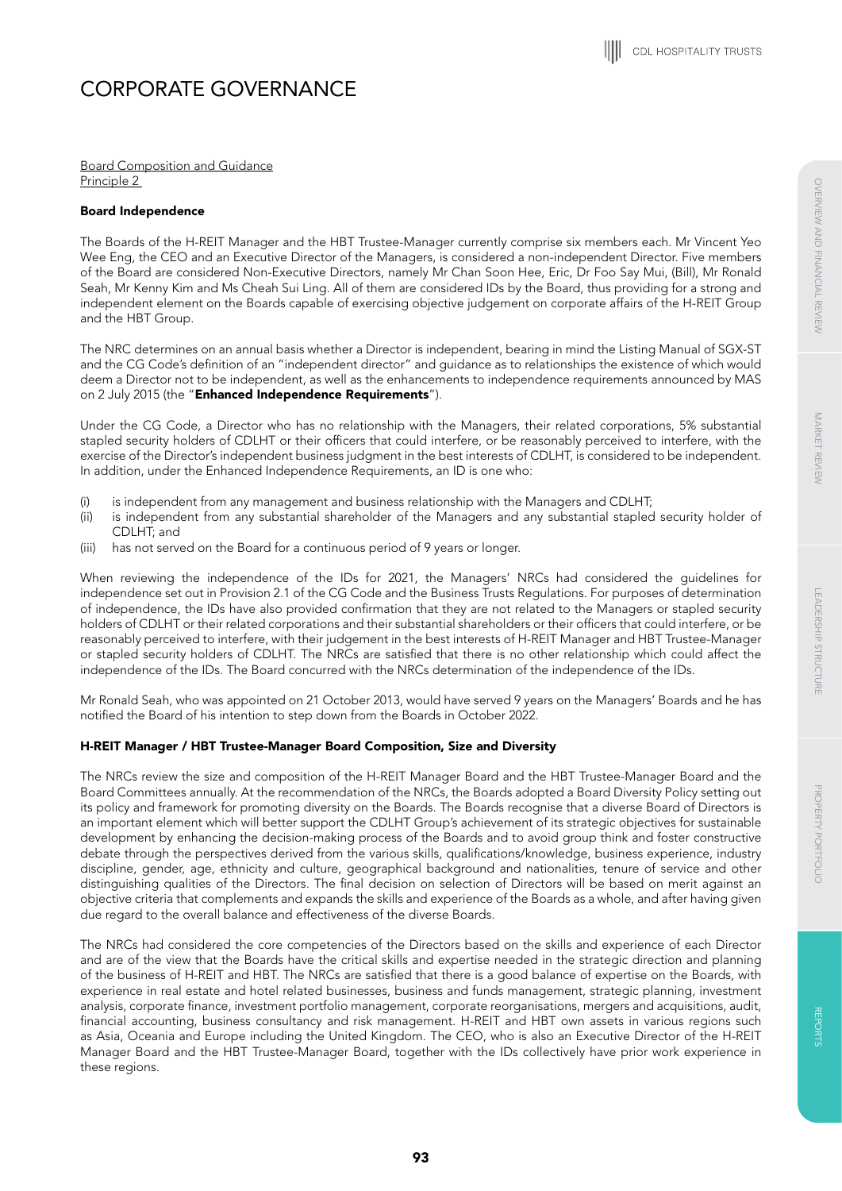# CORPORATE GOVERNANCE

Board Composition and Guidance
Principle 2

**Board Independence**

The Boards of the H-REIT Manager and the HBT Trustee-Manager currently comprise six members each. Mr Vincent Yeo Wee Eng, the CEO and an Executive Director of the Managers, is considered a non-independent Director. Five members of the Board are considered Non-Executive Directors, namely Mr Chan Soon Hee, Eric, Dr Foo Say Mui, (Bill), Mr Ronald Seah, Mr Kenny Kim and Ms Cheah Sui Ling. All of them are considered IDs by the Board, thus providing for a strong and independent element on the Boards capable of exercising objective judgement on corporate affairs of the H-REIT Group and the HBT Group.

The NRC determines on an annual basis whether a Director is independent, bearing in mind the Listing Manual of SGX-ST and the CG Code's definition of an "independent director" and guidance as to relationships the existence of which would deem a Director not to be independent, as well as the enhancements to independence requirements announced by MAS on 2 July 2015 (the "**Enhanced Independence Requirements**").

Under the CG Code, a Director who has no relationship with the Managers, their related corporations, 5% substantial stapled security holders of CDLHT or their officers that could interfere, or be reasonably perceived to interfere, with the exercise of the Director's independent business judgment in the best interests of CDLHT, is considered to be independent. In addition, under the Enhanced Independence Requirements, an ID is one who:

(i) is independent from any management and business relationship with the Managers and CDLHT;
(ii) is independent from any substantial shareholder of the Managers and any substantial stapled security holder of CDLHT; and
(iii) has not served on the Board for a continuous period of 9 years or longer.

When reviewing the independence of the IDs for 2021, the Managers' NRCs had considered the guidelines for independence set out in Provision 2.1 of the CG Code and the Business Trusts Regulations. For purposes of determination of independence, the IDs have also provided confirmation that they are not related to the Managers or stapled security holders of CDLHT or their related corporations and their substantial shareholders or their officers that could interfere, or be reasonably perceived to interfere, with their judgement in the best interests of H-REIT Manager and HBT Trustee-Manager or stapled security holders of CDLHT. The NRCs are satisfied that there is no other relationship which could affect the independence of the IDs. The Board concurred with the NRCs determination of the independence of the IDs.

Mr Ronald Seah, who was appointed on 21 October 2013, would have served 9 years on the Managers' Boards and he has notified the Board of his intention to step down from the Boards in October 2022.

**H-REIT Manager / HBT Trustee-Manager Board Composition, Size and Diversity**

The NRCs review the size and composition of the H-REIT Manager Board and the HBT Trustee-Manager Board and the Board Committees annually. At the recommendation of the NRCs, the Boards adopted a Board Diversity Policy setting out its policy and framework for promoting diversity on the Boards. The Boards recognise that a diverse Board of Directors is an important element which will better support the CDLHT Group's achievement of its strategic objectives for sustainable development by enhancing the decision-making process of the Boards and to avoid group think and foster constructive debate through the perspectives derived from the various skills, qualifications/knowledge, business experience, industry discipline, gender, age, ethnicity and culture, geographical background and nationalities, tenure of service and other distinguishing qualities of the Directors. The final decision on selection of Directors will be based on merit against an objective criteria that complements and expands the skills and experience of the Boards as a whole, and after having given due regard to the overall balance and effectiveness of the diverse Boards.

The NRCs had considered the core competencies of the Directors based on the skills and experience of each Director and are of the view that the Boards have the critical skills and expertise needed in the strategic direction and planning of the business of H-REIT and HBT. The NRCs are satisfied that there is a good balance of expertise on the Boards, with experience in real estate and hotel related businesses, business and funds management, strategic planning, investment analysis, corporate finance, investment portfolio management, corporate reorganisations, mergers and acquisitions, audit, financial accounting, business consultancy and risk management. H-REIT and HBT own assets in various regions such as Asia, Oceania and Europe including the United Kingdom. The CEO, who is also an Executive Director of the H-REIT Manager Board and the HBT Trustee-Manager Board, together with the IDs collectively have prior work experience in these regions.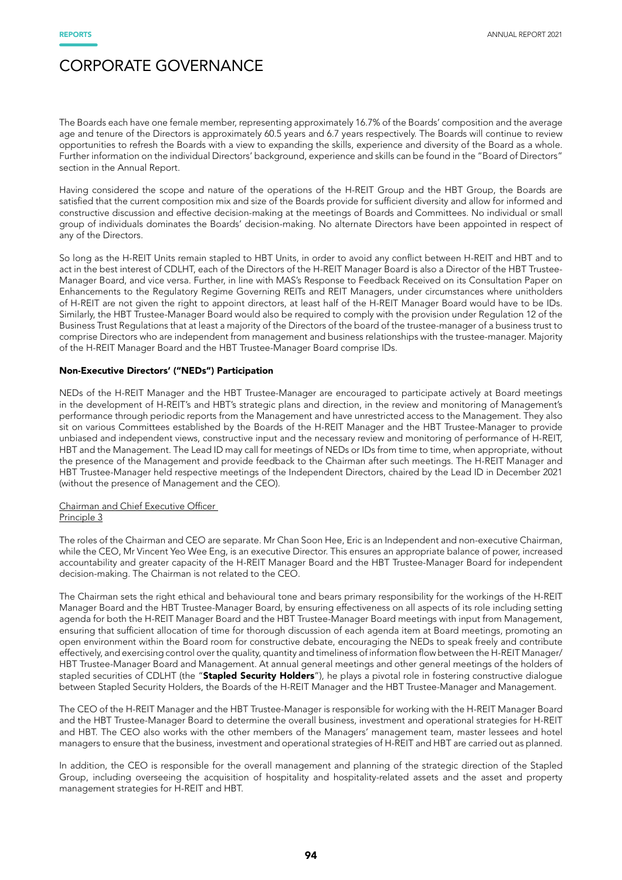# CORPORATE GOVERNANCE

The Boards each have one female member, representing approximately 16.7% of the Boards' composition and the average age and tenure of the Directors is approximately 60.5 years and 6.7 years respectively. The Boards will continue to review opportunities to refresh the Boards with a view to expanding the skills, experience and diversity of the Board as a whole. Further information on the individual Directors' background, experience and skills can be found in the "Board of Directors" section in the Annual Report.

Having considered the scope and nature of the operations of the H-REIT Group and the HBT Group, the Boards are satisfied that the current composition mix and size of the Boards provide for sufficient diversity and allow for informed and constructive discussion and effective decision-making at the meetings of Boards and Committees. No individual or small group of individuals dominates the Boards' decision-making. No alternate Directors have been appointed in respect of any of the Directors.

So long as the H-REIT Units remain stapled to HBT Units, in order to avoid any conflict between H-REIT and HBT and to act in the best interest of CDLHT, each of the Directors of the H-REIT Manager Board is also a Director of the HBT Trustee-Manager Board, and vice versa. Further, in line with MAS's Response to Feedback Received on its Consultation Paper on Enhancements to the Regulatory Regime Governing REITs and REIT Managers, under circumstances where unitholders of H-REIT are not given the right to appoint directors, at least half of the H-REIT Manager Board would have to be IDs. Similarly, the HBT Trustee-Manager Board would also be required to comply with the provision under Regulation 12 of the Business Trust Regulations that at least a majority of the Directors of the board of the trustee-manager of a business trust to comprise Directors who are independent from management and business relationships with the trustee-manager. Majority of the H-REIT Manager Board and the HBT Trustee-Manager Board comprise IDs.

### Non-Executive Directors' ("NEDs") Participation

NEDs of the H-REIT Manager and the HBT Trustee-Manager are encouraged to participate actively at Board meetings in the development of H-REIT's and HBT's strategic plans and direction, in the review and monitoring of Management's performance through periodic reports from the Management and have unrestricted access to the Management. They also sit on various Committees established by the Boards of the H-REIT Manager and the HBT Trustee-Manager to provide unbiased and independent views, constructive input and the necessary review and monitoring of performance of H-REIT, HBT and the Management. The Lead ID may call for meetings of NEDs or IDs from time to time, when appropriate, without the presence of the Management and provide feedback to the Chairman after such meetings. The H-REIT Manager and HBT Trustee-Manager held respective meetings of the Independent Directors, chaired by the Lead ID in December 2021 (without the presence of Management and the CEO).

Chairman and Chief Executive Officer
Principle 3

The roles of the Chairman and CEO are separate. Mr Chan Soon Hee, Eric is an Independent and non-executive Chairman, while the CEO, Mr Vincent Yeo Wee Eng, is an executive Director. This ensures an appropriate balance of power, increased accountability and greater capacity of the H-REIT Manager Board and the HBT Trustee-Manager Board for independent decision-making. The Chairman is not related to the CEO.

The Chairman sets the right ethical and behavioural tone and bears primary responsibility for the workings of the H-REIT Manager Board and the HBT Trustee-Manager Board, by ensuring effectiveness on all aspects of its role including setting agenda for both the H-REIT Manager Board and the HBT Trustee-Manager Board meetings with input from Management, ensuring that sufficient allocation of time for thorough discussion of each agenda item at Board meetings, promoting an open environment within the Board room for constructive debate, encouraging the NEDs to speak freely and contribute effectively, and exercising control over the quality, quantity and timeliness of information flow between the H-REIT Manager/HBT Trustee-Manager Board and Management. At annual general meetings and other general meetings of the holders of stapled securities of CDLHT (the "**Stapled Security Holders**"), he plays a pivotal role in fostering constructive dialogue between Stapled Security Holders, the Boards of the H-REIT Manager and the HBT Trustee-Manager and Management.

The CEO of the H-REIT Manager and the HBT Trustee-Manager is responsible for working with the H-REIT Manager Board and the HBT Trustee-Manager Board to determine the overall business, investment and operational strategies for H-REIT and HBT. The CEO also works with the other members of the Managers' management team, master lessees and hotel managers to ensure that the business, investment and operational strategies of H-REIT and HBT are carried out as planned.

In addition, the CEO is responsible for the overall management and planning of the strategic direction of the Stapled Group, including overseeing the acquisition of hospitality and hospitality-related assets and the asset and property management strategies for H-REIT and HBT.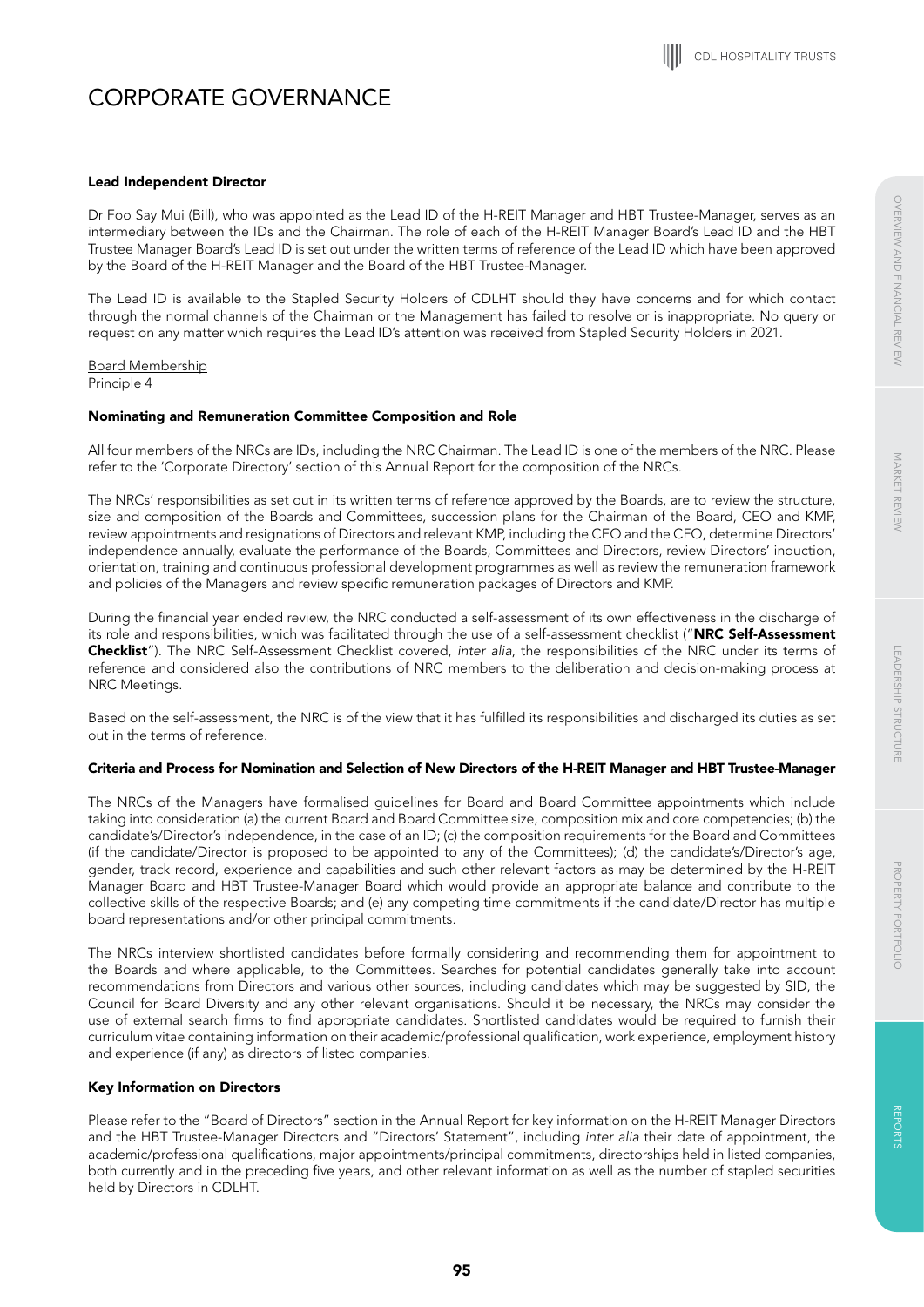# CORPORATE GOVERNANCE

### Lead Independent Director

Dr Foo Say Mui (Bill), who was appointed as the Lead ID of the H-REIT Manager and HBT Trustee-Manager, serves as an intermediary between the IDs and the Chairman. The role of each of the H-REIT Manager Board's Lead ID and the HBT Trustee Manager Board's Lead ID is set out under the written terms of reference of the Lead ID which have been approved by the Board of the H-REIT Manager and the Board of the HBT Trustee-Manager.

The Lead ID is available to the Stapled Security Holders of CDLHT should they have concerns and for which contact through the normal channels of the Chairman or the Management has failed to resolve or is inappropriate. No query or request on any matter which requires the Lead ID's attention was received from Stapled Security Holders in 2021.

Board Membership
Principle 4

### Nominating and Remuneration Committee Composition and Role

All four members of the NRCs are IDs, including the NRC Chairman. The Lead ID is one of the members of the NRC. Please refer to the 'Corporate Directory' section of this Annual Report for the composition of the NRCs.

The NRCs' responsibilities as set out in its written terms of reference approved by the Boards, are to review the structure, size and composition of the Boards and Committees, succession plans for the Chairman of the Board, CEO and KMP, review appointments and resignations of Directors and relevant KMP, including the CEO and the CFO, determine Directors' independence annually, evaluate the performance of the Boards, Committees and Directors, review Directors' induction, orientation, training and continuous professional development programmes as well as review the remuneration framework and policies of the Managers and review specific remuneration packages of Directors and KMP.

During the financial year ended review, the NRC conducted a self-assessment of its own effectiveness in the discharge of its role and responsibilities, which was facilitated through the use of a self-assessment checklist ("**NRC Self-Assessment Checklist**"). The NRC Self-Assessment Checklist covered, *inter alia*, the responsibilities of the NRC under its terms of reference and considered also the contributions of NRC members to the deliberation and decision-making process at NRC Meetings.

Based on the self-assessment, the NRC is of the view that it has fulfilled its responsibilities and discharged its duties as set out in the terms of reference.

### Criteria and Process for Nomination and Selection of New Directors of the H-REIT Manager and HBT Trustee-Manager

The NRCs of the Managers have formalised guidelines for Board and Board Committee appointments which include taking into consideration (a) the current Board and Board Committee size, composition mix and core competencies; (b) the candidate's/Director's independence, in the case of an ID; (c) the composition requirements for the Board and Committees (if the candidate/Director is proposed to be appointed to any of the Committees); (d) the candidate's/Director's age, gender, track record, experience and capabilities and such other relevant factors as may be determined by the H-REIT Manager Board and HBT Trustee-Manager Board which would provide an appropriate balance and contribute to the collective skills of the respective Boards; and (e) any competing time commitments if the candidate/Director has multiple board representations and/or other principal commitments.

The NRCs interview shortlisted candidates before formally considering and recommending them for appointment to the Boards and where applicable, to the Committees. Searches for potential candidates generally take into account recommendations from Directors and various other sources, including candidates which may be suggested by SID, the Council for Board Diversity and any other relevant organisations. Should it be necessary, the NRCs may consider the use of external search firms to find appropriate candidates. Shortlisted candidates would be required to furnish their curriculum vitae containing information on their academic/professional qualification, work experience, employment history and experience (if any) as directors of listed companies.

### Key Information on Directors

Please refer to the "Board of Directors" section in the Annual Report for key information on the H-REIT Manager Directors and the HBT Trustee-Manager Directors and "Directors' Statement", including *inter alia* their date of appointment, the academic/professional qualifications, major appointments/principal commitments, directorships held in listed companies, both currently and in the preceding five years, and other relevant information as well as the number of stapled securities held by Directors in CDLHT.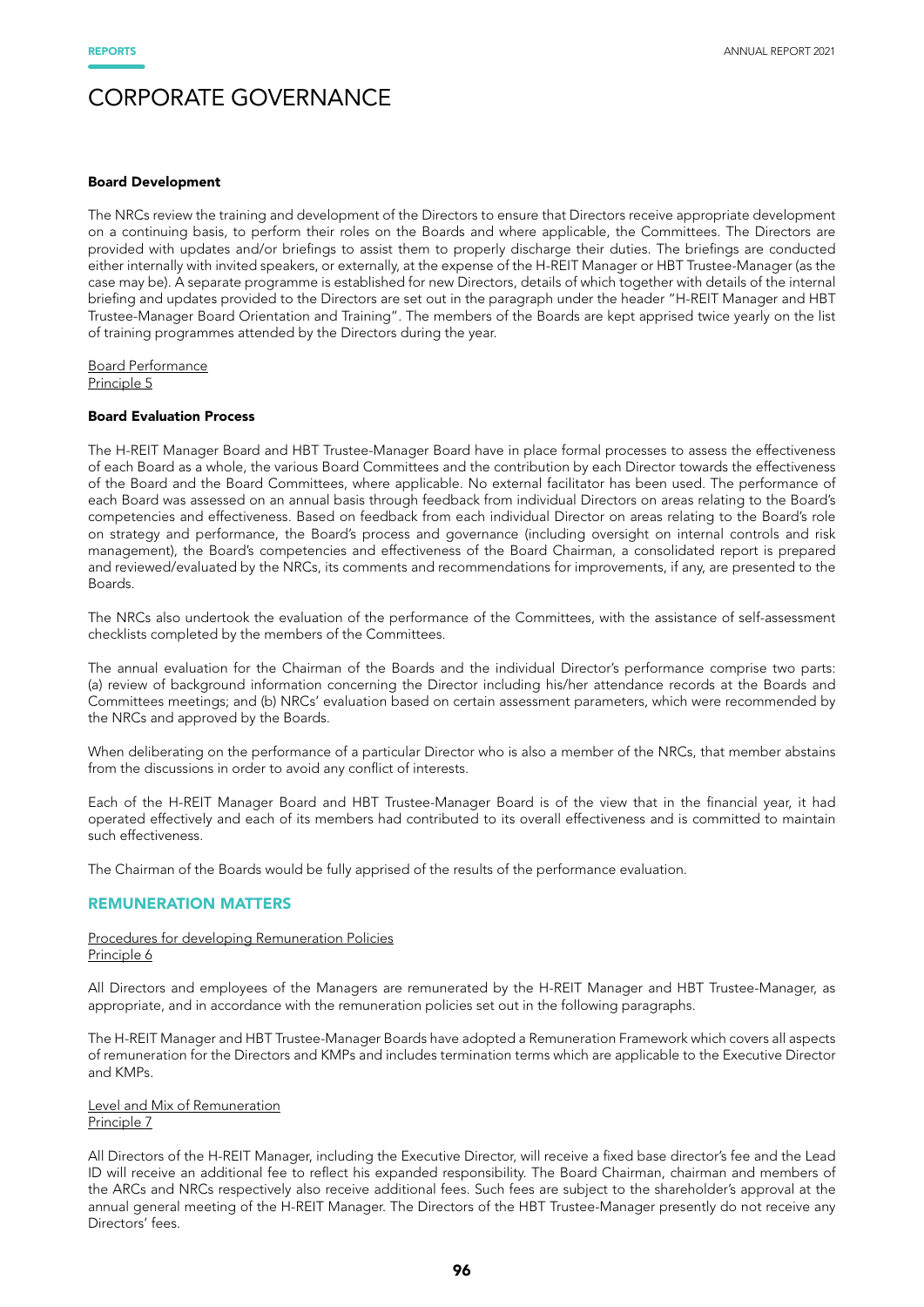# CORPORATE GOVERNANCE

**Board Development**

The NRCs review the training and development of the Directors to ensure that Directors receive appropriate development on a continuing basis, to perform their roles on the Boards and where applicable, the Committees. The Directors are provided with updates and/or briefings to assist them to properly discharge their duties. The briefings are conducted either internally with invited speakers, or externally, at the expense of the H-REIT Manager or HBT Trustee-Manager (as the case may be). A separate programme is established for new Directors, details of which together with details of the internal briefing and updates provided to the Directors are set out in the paragraph under the header "H-REIT Manager and HBT Trustee-Manager Board Orientation and Training". The members of the Boards are kept apprised twice yearly on the list of training programmes attended by the Directors during the year.

Board Performance
Principle 5

**Board Evaluation Process**

The H-REIT Manager Board and HBT Trustee-Manager Board have in place formal processes to assess the effectiveness of each Board as a whole, the various Board Committees and the contribution by each Director towards the effectiveness of the Board and the Board Committees, where applicable. No external facilitator has been used. The performance of each Board was assessed on an annual basis through feedback from individual Directors on areas relating to the Board's competencies and effectiveness. Based on feedback from each individual Director on areas relating to the Board's role on strategy and performance, the Board's process and governance (including oversight on internal controls and risk management), the Board's competencies and effectiveness of the Board Chairman, a consolidated report is prepared and reviewed/evaluated by the NRCs, its comments and recommendations for improvements, if any, are presented to the Boards.

The NRCs also undertook the evaluation of the performance of the Committees, with the assistance of self-assessment checklists completed by the members of the Committees.

The annual evaluation for the Chairman of the Boards and the individual Director's performance comprise two parts: (a) review of background information concerning the Director including his/her attendance records at the Boards and Committees meetings; and (b) NRCs' evaluation based on certain assessment parameters, which were recommended by the NRCs and approved by the Boards.

When deliberating on the performance of a particular Director who is also a member of the NRCs, that member abstains from the discussions in order to avoid any conflict of interests.

Each of the H-REIT Manager Board and HBT Trustee-Manager Board is of the view that in the financial year, it had operated effectively and each of its members had contributed to its overall effectiveness and is committed to maintain such effectiveness.

The Chairman of the Boards would be fully apprised of the results of the performance evaluation.

## REMUNERATION MATTERS

Procedures for developing Remuneration Policies
Principle 6

All Directors and employees of the Managers are remunerated by the H-REIT Manager and HBT Trustee-Manager, as appropriate, and in accordance with the remuneration policies set out in the following paragraphs.

The H-REIT Manager and HBT Trustee-Manager Boards have adopted a Remuneration Framework which covers all aspects of remuneration for the Directors and KMPs and includes termination terms which are applicable to the Executive Director and KMPs.

Level and Mix of Remuneration
Principle 7

All Directors of the H-REIT Manager, including the Executive Director, will receive a fixed base director's fee and the Lead ID will receive an additional fee to reflect his expanded responsibility. The Board Chairman, chairman and members of the ARCs and NRCs respectively also receive additional fees. Such fees are subject to the shareholder's approval at the annual general meeting of the H-REIT Manager. The Directors of the HBT Trustee-Manager presently do not receive any Directors' fees.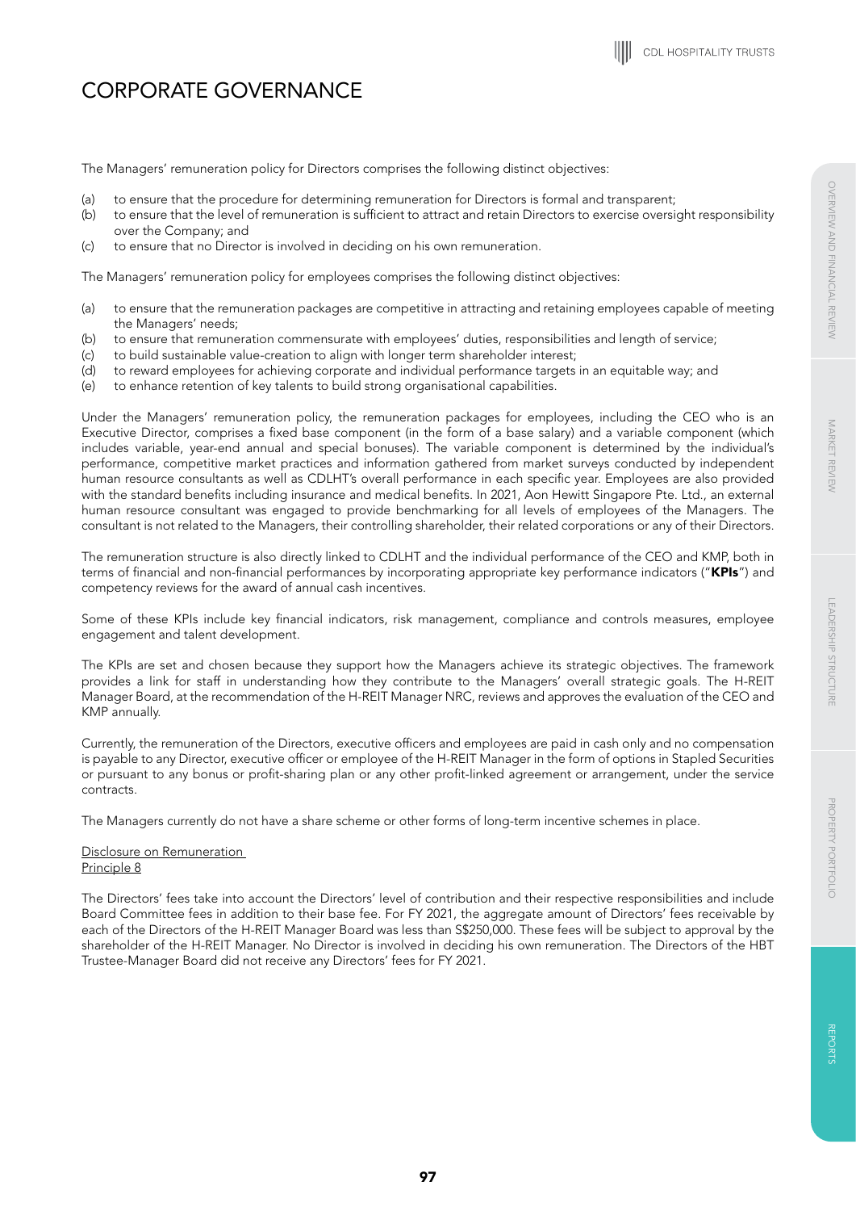# CORPORATE GOVERNANCE

The Managers' remuneration policy for Directors comprises the following distinct objectives:

(a) to ensure that the procedure for determining remuneration for Directors is formal and transparent;
(b) to ensure that the level of remuneration is sufficient to attract and retain Directors to exercise oversight responsibility over the Company; and
(c) to ensure that no Director is involved in deciding on his own remuneration.

The Managers' remuneration policy for employees comprises the following distinct objectives:

(a) to ensure that the remuneration packages are competitive in attracting and retaining employees capable of meeting the Managers' needs;
(b) to ensure that remuneration commensurate with employees' duties, responsibilities and length of service;
(c) to build sustainable value-creation to align with longer term shareholder interest;
(d) to reward employees for achieving corporate and individual performance targets in an equitable way; and
(e) to enhance retention of key talents to build strong organisational capabilities.

Under the Managers' remuneration policy, the remuneration packages for employees, including the CEO who is an Executive Director, comprises a fixed base component (in the form of a base salary) and a variable component (which includes variable, year-end annual and special bonuses). The variable component is determined by the individual's performance, competitive market practices and information gathered from market surveys conducted by independent human resource consultants as well as CDLHT's overall performance in each specific year. Employees are also provided with the standard benefits including insurance and medical benefits. In 2021, Aon Hewitt Singapore Pte. Ltd., an external human resource consultant was engaged to provide benchmarking for all levels of employees of the Managers. The consultant is not related to the Managers, their controlling shareholder, their related corporations or any of their Directors.

The remuneration structure is also directly linked to CDLHT and the individual performance of the CEO and KMP, both in terms of financial and non-financial performances by incorporating appropriate key performance indicators ("**KPIs**") and competency reviews for the award of annual cash incentives.

Some of these KPIs include key financial indicators, risk management, compliance and controls measures, employee engagement and talent development.

The KPIs are set and chosen because they support how the Managers achieve its strategic objectives. The framework provides a link for staff in understanding how they contribute to the Managers' overall strategic goals. The H-REIT Manager Board, at the recommendation of the H-REIT Manager NRC, reviews and approves the evaluation of the CEO and KMP annually.

Currently, the remuneration of the Directors, executive officers and employees are paid in cash only and no compensation is payable to any Director, executive officer or employee of the H-REIT Manager in the form of options in Stapled Securities or pursuant to any bonus or profit-sharing plan or any other profit-linked agreement or arrangement, under the service contracts.

The Managers currently do not have a share scheme or other forms of long-term incentive schemes in place.

Disclosure on Remuneration
Principle 8

The Directors' fees take into account the Directors' level of contribution and their respective responsibilities and include Board Committee fees in addition to their base fee. For FY 2021, the aggregate amount of Directors' fees receivable by each of the Directors of the H-REIT Manager Board was less than S$250,000. These fees will be subject to approval by the shareholder of the H-REIT Manager. No Director is involved in deciding his own remuneration. The Directors of the HBT Trustee-Manager Board did not receive any Directors' fees for FY 2021.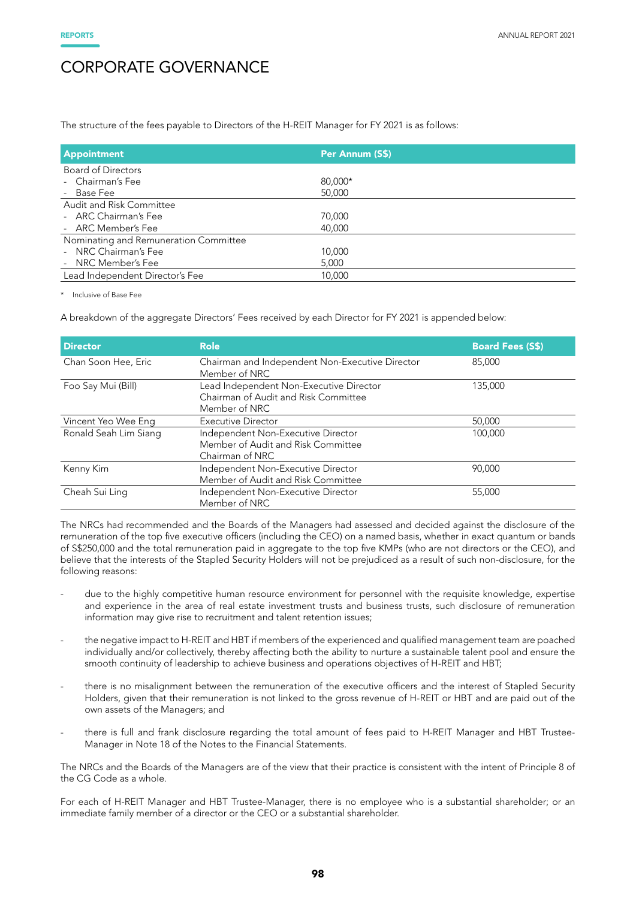# CORPORATE GOVERNANCE

The structure of the fees payable to Directors of the H-REIT Manager for FY 2021 is as follows:

| Appointment | Per Annum (S$) |
|---|---|
| Board of Directors | |
| - Chairman's Fee | 80,000* |
| - Base Fee | 50,000 |
| Audit and Risk Committee | |
| - ARC Chairman's Fee | 70,000 |
| - ARC Member's Fee | 40,000 |
| Nominating and Remuneration Committee | |
| - NRC Chairman's Fee | 10,000 |
| - NRC Member's Fee | 5,000 |
| Lead Independent Director's Fee | 10,000 |

\* Inclusive of Base Fee

A breakdown of the aggregate Directors' Fees received by each Director for FY 2021 is appended below:

| Director | Role | Board Fees (S$) |
|---|---|---|
| Chan Soon Hee, Eric | Chairman and Independent Non-Executive Director<br>Member of NRC | 85,000 |
| Foo Say Mui (Bill) | Lead Independent Non-Executive Director<br>Chairman of Audit and Risk Committee<br>Member of NRC | 135,000 |
| Vincent Yeo Wee Eng | Executive Director | 50,000 |
| Ronald Seah Lim Siang | Independent Non-Executive Director<br>Member of Audit and Risk Committee<br>Chairman of NRC | 100,000 |
| Kenny Kim | Independent Non-Executive Director<br>Member of Audit and Risk Committee | 90,000 |
| Cheah Sui Ling | Independent Non-Executive Director<br>Member of NRC | 55,000 |

The NRCs had recommended and the Boards of the Managers had assessed and decided against the disclosure of the remuneration of the top five executive officers (including the CEO) on a named basis, whether in exact quantum or bands of S$250,000 and the total remuneration paid in aggregate to the top five KMPs (who are not directors or the CEO), and believe that the interests of the Stapled Security Holders will not be prejudiced as a result of such non-disclosure, for the following reasons:

- due to the highly competitive human resource environment for personnel with the requisite knowledge, expertise and experience in the area of real estate investment trusts and business trusts, such disclosure of remuneration information may give rise to recruitment and talent retention issues;
- the negative impact to H-REIT and HBT if members of the experienced and qualified management team are poached individually and/or collectively, thereby affecting both the ability to nurture a sustainable talent pool and ensure the smooth continuity of leadership to achieve business and operations objectives of H-REIT and HBT;
- there is no misalignment between the remuneration of the executive officers and the interest of Stapled Security Holders, given that their remuneration is not linked to the gross revenue of H-REIT or HBT and are paid out of the own assets of the Managers; and
- there is full and frank disclosure regarding the total amount of fees paid to H-REIT Manager and HBT Trustee-Manager in Note 18 of the Notes to the Financial Statements.

The NRCs and the Boards of the Managers are of the view that their practice is consistent with the intent of Principle 8 of the CG Code as a whole.

For each of H-REIT Manager and HBT Trustee-Manager, there is no employee who is a substantial shareholder; or an immediate family member of a director or the CEO or a substantial shareholder.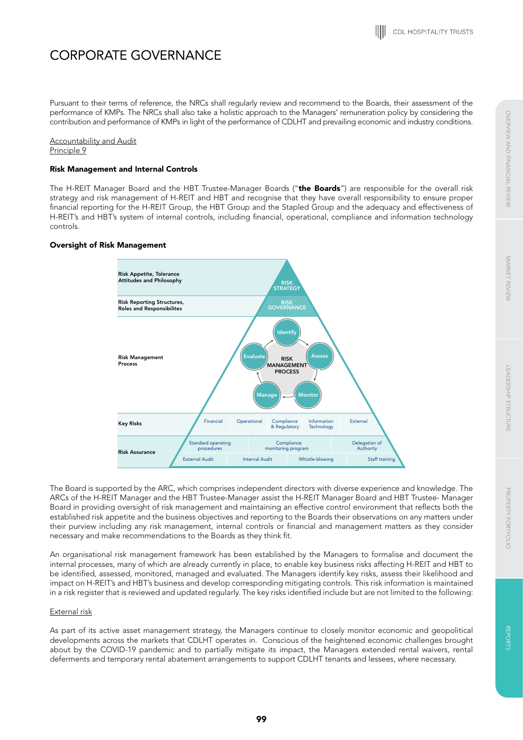# CORPORATE GOVERNANCE

Pursuant to their terms of reference, the NRCs shall regularly review and recommend to the Boards, their assessment of the performance of KMPs. The NRCs shall also take a holistic approach to the Managers' remuneration policy by considering the contribution and performance of KMPs in light of the performance of CDLHT and prevailing economic and industry conditions.

Accountability and Audit
Principle 9

**Risk Management and Internal Controls**

The H-REIT Manager Board and the HBT Trustee-Manager Boards ("**the Boards**") are responsible for the overall risk strategy and risk management of H-REIT and HBT and recognise that they have overall responsibility to ensure proper financial reporting for the H-REIT Group, the HBT Group and the Stapled Group and the adequacy and effectiveness of H-REIT's and HBT's system of internal controls, including financial, operational, compliance and information technology controls.

**Oversight of Risk Management**

| | |
|---|---|
| Risk Appetite, Tolerance Attitudes and Philosophy | RISK STRATEGY |
| Risk Reporting Structures, Roles and Responsibilites | RISK GOVERNANCE |
| Risk Management Process | RISK MANAGEMENT PROCESS: Identify → Assess → Monitor → Manage → Evaluate |
| Key Risks | Financial; Operational; Compliance & Regulatory; Information Technology; External |
| Risk Assurance | Standard operating procedures; Compliance monitoring program; Delegation of Authority; External Audit; Internal Audit; Whistle-blowing; Staff training |

The Board is supported by the ARC, which comprises independent directors with diverse experience and knowledge. The ARCs of the H-REIT Manager and the HBT Trustee-Manager assist the H-REIT Manager Board and HBT Trustee- Manager Board in providing oversight of risk management and maintaining an effective control environment that reflects both the established risk appetite and the business objectives and reporting to the Boards their observations on any matters under their purview including any risk management, internal controls or financial and management matters as they consider necessary and make recommendations to the Boards as they think fit.

An organisational risk management framework has been established by the Managers to formalise and document the internal processes, many of which are already currently in place, to enable key business risks affecting H-REIT and HBT to be identified, assessed, monitored, managed and evaluated. The Managers identify key risks, assess their likelihood and impact on H-REIT's and HBT's business and develop corresponding mitigating controls. This risk information is maintained in a risk register that is reviewed and updated regularly. The key risks identified include but are not limited to the following:

External risk

As part of its active asset management strategy, the Managers continue to closely monitor economic and geopolitical developments across the markets that CDLHT operates in. Conscious of the heightened economic challenges brought about by the COVID-19 pandemic and to partially mitigate its impact, the Managers extended rental waivers, rental deferments and temporary rental abatement arrangements to support CDLHT tenants and lessees, where necessary.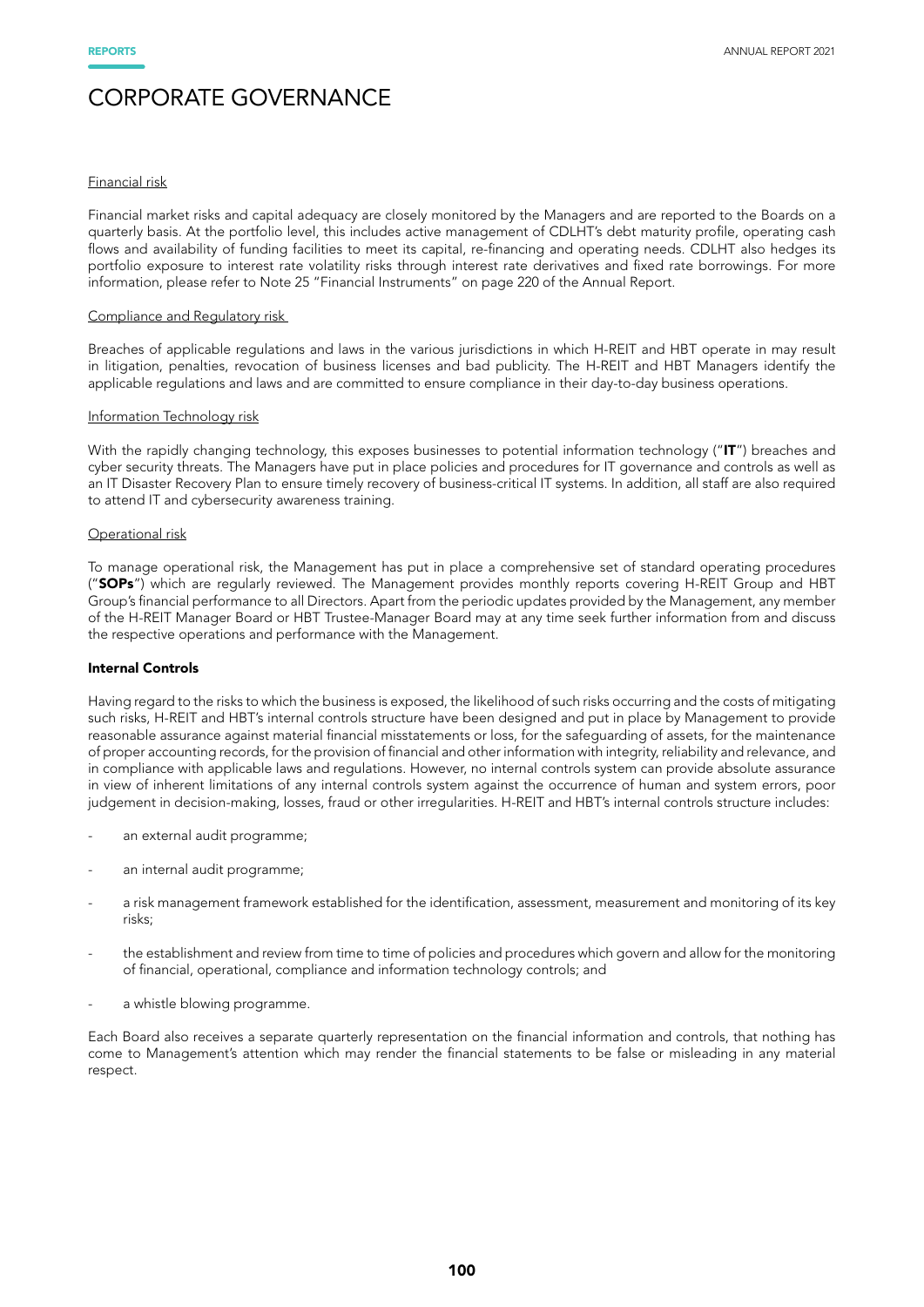# CORPORATE GOVERNANCE

Financial risk

Financial market risks and capital adequacy are closely monitored by the Managers and are reported to the Boards on a quarterly basis. At the portfolio level, this includes active management of CDLHT's debt maturity profile, operating cash flows and availability of funding facilities to meet its capital, re-financing and operating needs. CDLHT also hedges its portfolio exposure to interest rate volatility risks through interest rate derivatives and fixed rate borrowings. For more information, please refer to Note 25 "Financial Instruments" on page 220 of the Annual Report.

Compliance and Regulatory risk

Breaches of applicable regulations and laws in the various jurisdictions in which H-REIT and HBT operate in may result in litigation, penalties, revocation of business licenses and bad publicity. The H-REIT and HBT Managers identify the applicable regulations and laws and are committed to ensure compliance in their day-to-day business operations.

Information Technology risk

With the rapidly changing technology, this exposes businesses to potential information technology ("**IT**") breaches and cyber security threats. The Managers have put in place policies and procedures for IT governance and controls as well as an IT Disaster Recovery Plan to ensure timely recovery of business-critical IT systems. In addition, all staff are also required to attend IT and cybersecurity awareness training.

Operational risk

To manage operational risk, the Management has put in place a comprehensive set of standard operating procedures ("**SOPs**") which are regularly reviewed. The Management provides monthly reports covering H-REIT Group and HBT Group's financial performance to all Directors. Apart from the periodic updates provided by the Management, any member of the H-REIT Manager Board or HBT Trustee-Manager Board may at any time seek further information from and discuss the respective operations and performance with the Management.

**Internal Controls**

Having regard to the risks to which the business is exposed, the likelihood of such risks occurring and the costs of mitigating such risks, H-REIT and HBT's internal controls structure have been designed and put in place by Management to provide reasonable assurance against material financial misstatements or loss, for the safeguarding of assets, for the maintenance of proper accounting records, for the provision of financial and other information with integrity, reliability and relevance, and in compliance with applicable laws and regulations. However, no internal controls system can provide absolute assurance in view of inherent limitations of any internal controls system against the occurrence of human and system errors, poor judgement in decision-making, losses, fraud or other irregularities. H-REIT and HBT's internal controls structure includes:

- an external audit programme;
- an internal audit programme;
- a risk management framework established for the identification, assessment, measurement and monitoring of its key risks;
- the establishment and review from time to time of policies and procedures which govern and allow for the monitoring of financial, operational, compliance and information technology controls; and
- a whistle blowing programme.

Each Board also receives a separate quarterly representation on the financial information and controls, that nothing has come to Management's attention which may render the financial statements to be false or misleading in any material respect.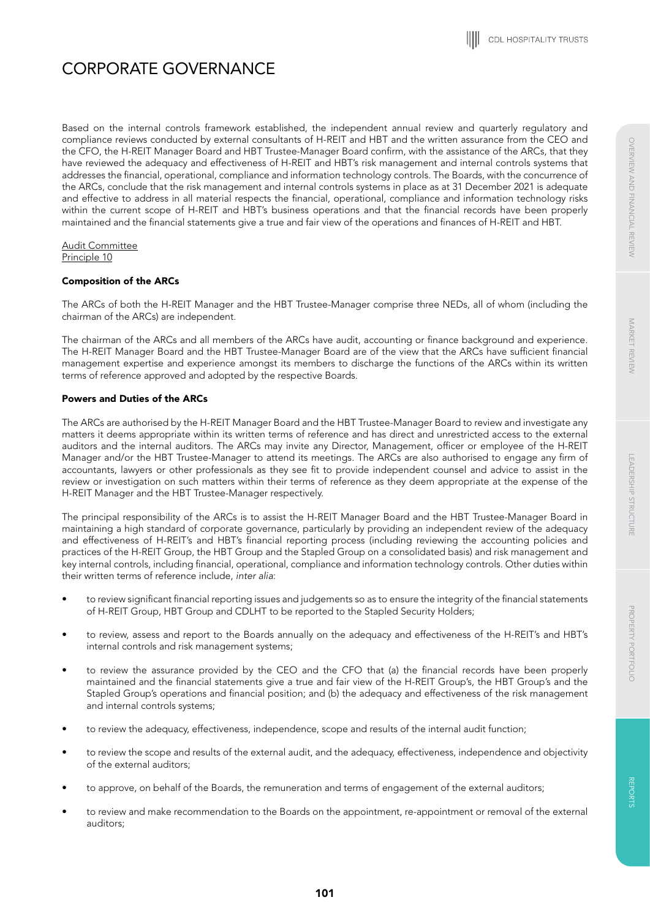# CORPORATE GOVERNANCE

Based on the internal controls framework established, the independent annual review and quarterly regulatory and compliance reviews conducted by external consultants of H-REIT and HBT and the written assurance from the CEO and the CFO, the H-REIT Manager Board and HBT Trustee-Manager Board confirm, with the assistance of the ARCs, that they have reviewed the adequacy and effectiveness of H-REIT and HBT's risk management and internal controls systems that addresses the financial, operational, compliance and information technology controls. The Boards, with the concurrence of the ARCs, conclude that the risk management and internal controls systems in place as at 31 December 2021 is adequate and effective to address in all material respects the financial, operational, compliance and information technology risks within the current scope of H-REIT and HBT's business operations and that the financial records have been properly maintained and the financial statements give a true and fair view of the operations and finances of H-REIT and HBT.

Audit Committee
Principle 10

**Composition of the ARCs**

The ARCs of both the H-REIT Manager and the HBT Trustee-Manager comprise three NEDs, all of whom (including the chairman of the ARCs) are independent.

The chairman of the ARCs and all members of the ARCs have audit, accounting or finance background and experience. The H-REIT Manager Board and the HBT Trustee-Manager Board are of the view that the ARCs have sufficient financial management expertise and experience amongst its members to discharge the functions of the ARCs within its written terms of reference approved and adopted by the respective Boards.

**Powers and Duties of the ARCs**

The ARCs are authorised by the H-REIT Manager Board and the HBT Trustee-Manager Board to review and investigate any matters it deems appropriate within its written terms of reference and has direct and unrestricted access to the external auditors and the internal auditors. The ARCs may invite any Director, Management, officer or employee of the H-REIT Manager and/or the HBT Trustee-Manager to attend its meetings. The ARCs are also authorised to engage any firm of accountants, lawyers or other professionals as they see fit to provide independent counsel and advice to assist in the review or investigation on such matters within their terms of reference as they deem appropriate at the expense of the H-REIT Manager and the HBT Trustee-Manager respectively.

The principal responsibility of the ARCs is to assist the H-REIT Manager Board and the HBT Trustee-Manager Board in maintaining a high standard of corporate governance, particularly by providing an independent review of the adequacy and effectiveness of H-REIT's and HBT's financial reporting process (including reviewing the accounting policies and practices of the H-REIT Group, the HBT Group and the Stapled Group on a consolidated basis) and risk management and key internal controls, including financial, operational, compliance and information technology controls. Other duties within their written terms of reference include, *inter alia*:

- to review significant financial reporting issues and judgements so as to ensure the integrity of the financial statements of H-REIT Group, HBT Group and CDLHT to be reported to the Stapled Security Holders;
- to review, assess and report to the Boards annually on the adequacy and effectiveness of the H-REIT's and HBT's internal controls and risk management systems;
- to review the assurance provided by the CEO and the CFO that (a) the financial records have been properly maintained and the financial statements give a true and fair view of the H-REIT Group's, the HBT Group's and the Stapled Group's operations and financial position; and (b) the adequacy and effectiveness of the risk management and internal controls systems;
- to review the adequacy, effectiveness, independence, scope and results of the internal audit function;
- to review the scope and results of the external audit, and the adequacy, effectiveness, independence and objectivity of the external auditors;
- to approve, on behalf of the Boards, the remuneration and terms of engagement of the external auditors;
- to review and make recommendation to the Boards on the appointment, re-appointment or removal of the external auditors;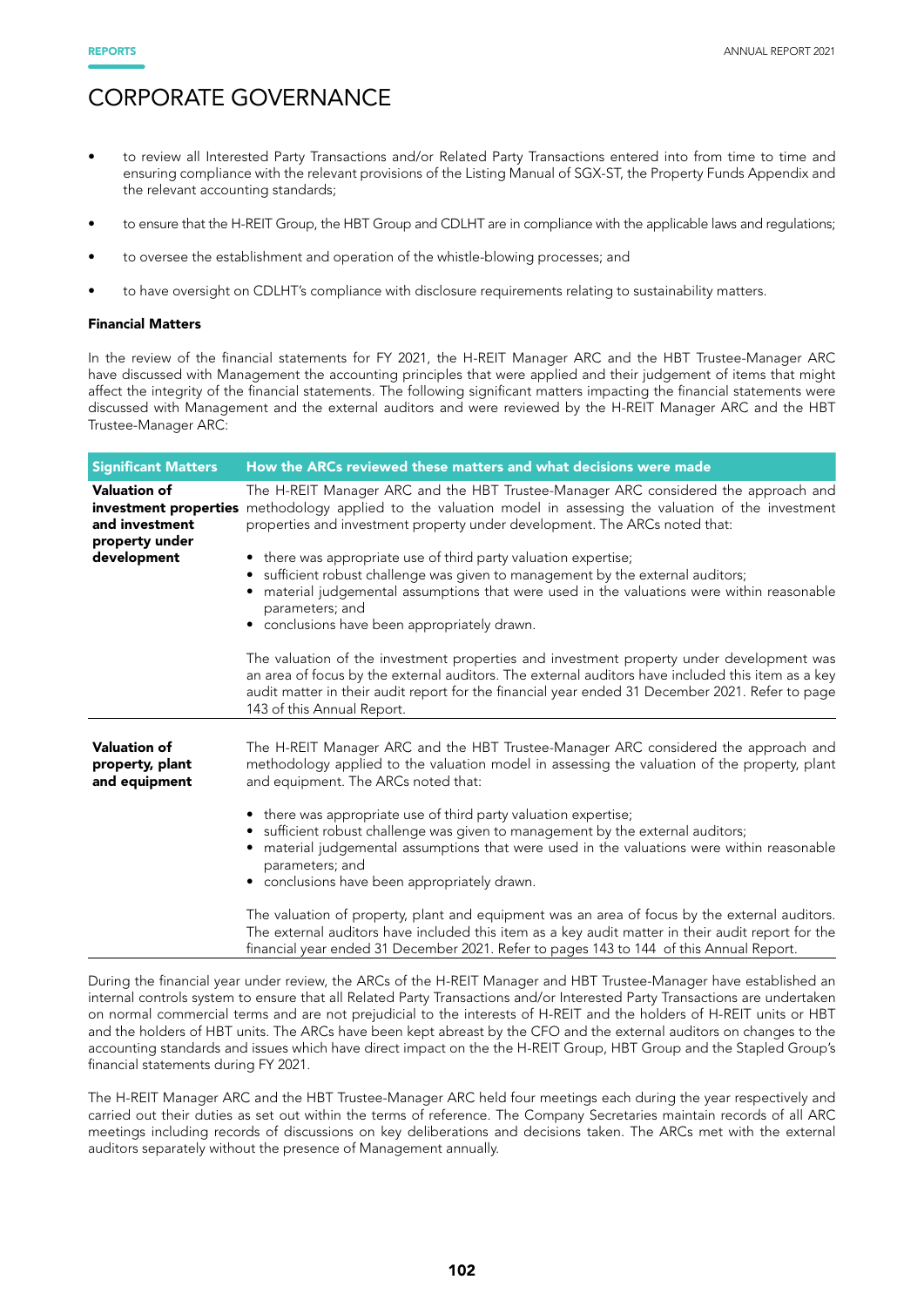# CORPORATE GOVERNANCE

- to review all Interested Party Transactions and/or Related Party Transactions entered into from time to time and ensuring compliance with the relevant provisions of the Listing Manual of SGX-ST, the Property Funds Appendix and the relevant accounting standards;
- to ensure that the H-REIT Group, the HBT Group and CDLHT are in compliance with the applicable laws and regulations;
- to oversee the establishment and operation of the whistle-blowing processes; and
- to have oversight on CDLHT's compliance with disclosure requirements relating to sustainability matters.

**Financial Matters**

In the review of the financial statements for FY 2021, the H-REIT Manager ARC and the HBT Trustee-Manager ARC have discussed with Management the accounting principles that were applied and their judgement of items that might affect the integrity of the financial statements. The following significant matters impacting the financial statements were discussed with Management and the external auditors and were reviewed by the H-REIT Manager ARC and the HBT Trustee-Manager ARC:

| Significant Matters | How the ARCs reviewed these matters and what decisions were made |
| --- | --- |
| **Valuation of investment properties and investment property under development** | The H-REIT Manager ARC and the HBT Trustee-Manager ARC considered the approach and methodology applied to the valuation model in assessing the valuation of the investment properties and investment property under development. The ARCs noted that:<br>• there was appropriate use of third party valuation expertise;<br>• sufficient robust challenge was given to management by the external auditors;<br>• material judgemental assumptions that were used in the valuations were within reasonable parameters; and<br>• conclusions have been appropriately drawn.<br><br>The valuation of the investment properties and investment property under development was an area of focus by the external auditors. The external auditors have included this item as a key audit matter in their audit report for the financial year ended 31 December 2021. Refer to page 143 of this Annual Report. |
| **Valuation of property, plant and equipment** | The H-REIT Manager ARC and the HBT Trustee-Manager ARC considered the approach and methodology applied to the valuation model in assessing the valuation of the property, plant and equipment. The ARCs noted that:<br>• there was appropriate use of third party valuation expertise;<br>• sufficient robust challenge was given to management by the external auditors;<br>• material judgemental assumptions that were used in the valuations were within reasonable parameters; and<br>• conclusions have been appropriately drawn.<br><br>The valuation of property, plant and equipment was an area of focus by the external auditors. The external auditors have included this item as a key audit matter in their audit report for the financial year ended 31 December 2021. Refer to pages 143 to 144 of this Annual Report. |

During the financial year under review, the ARCs of the H-REIT Manager and HBT Trustee-Manager have established an internal controls system to ensure that all Related Party Transactions and/or Interested Party Transactions are undertaken on normal commercial terms and are not prejudicial to the interests of H-REIT and the holders of H-REIT units or HBT and the holders of HBT units. The ARCs have been kept abreast by the CFO and the external auditors on changes to the accounting standards and issues which have direct impact on the the H-REIT Group, HBT Group and the Stapled Group's financial statements during FY 2021.

The H-REIT Manager ARC and the HBT Trustee-Manager ARC held four meetings each during the year respectively and carried out their duties as set out within the terms of reference. The Company Secretaries maintain records of all ARC meetings including records of discussions on key deliberations and decisions taken. The ARCs met with the external auditors separately without the presence of Management annually.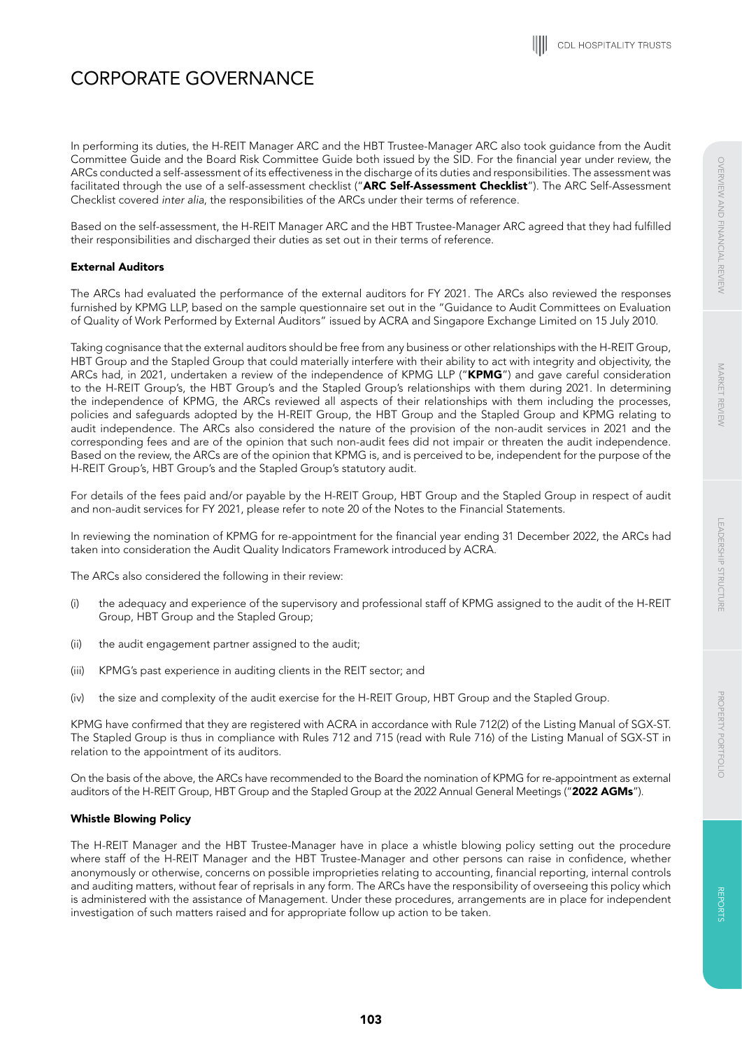# CORPORATE GOVERNANCE

In performing its duties, the H-REIT Manager ARC and the HBT Trustee-Manager ARC also took guidance from the Audit Committee Guide and the Board Risk Committee Guide both issued by the SID. For the financial year under review, the ARCs conducted a self-assessment of its effectiveness in the discharge of its duties and responsibilities. The assessment was facilitated through the use of a self-assessment checklist ("**ARC Self-Assessment Checklist**"). The ARC Self-Assessment Checklist covered *inter alia*, the responsibilities of the ARCs under their terms of reference.

Based on the self-assessment, the H-REIT Manager ARC and the HBT Trustee-Manager ARC agreed that they had fulfilled their responsibilities and discharged their duties as set out in their terms of reference.

**External Auditors**

The ARCs had evaluated the performance of the external auditors for FY 2021. The ARCs also reviewed the responses furnished by KPMG LLP, based on the sample questionnaire set out in the "Guidance to Audit Committees on Evaluation of Quality of Work Performed by External Auditors" issued by ACRA and Singapore Exchange Limited on 15 July 2010.

Taking cognisance that the external auditors should be free from any business or other relationships with the H-REIT Group, HBT Group and the Stapled Group that could materially interfere with their ability to act with integrity and objectivity, the ARCs had, in 2021, undertaken a review of the independence of KPMG LLP ("**KPMG**") and gave careful consideration to the H-REIT Group's, the HBT Group's and the Stapled Group's relationships with them during 2021. In determining the independence of KPMG, the ARCs reviewed all aspects of their relationships with them including the processes, policies and safeguards adopted by the H-REIT Group, the HBT Group and the Stapled Group and KPMG relating to audit independence. The ARCs also considered the nature of the provision of the non-audit services in 2021 and the corresponding fees and are of the opinion that such non-audit fees did not impair or threaten the audit independence. Based on the review, the ARCs are of the opinion that KPMG is, and is perceived to be, independent for the purpose of the H-REIT Group's, HBT Group's and the Stapled Group's statutory audit.

For details of the fees paid and/or payable by the H-REIT Group, HBT Group and the Stapled Group in respect of audit and non-audit services for FY 2021, please refer to note 20 of the Notes to the Financial Statements.

In reviewing the nomination of KPMG for re-appointment for the financial year ending 31 December 2022, the ARCs had taken into consideration the Audit Quality Indicators Framework introduced by ACRA.

The ARCs also considered the following in their review:

(i) the adequacy and experience of the supervisory and professional staff of KPMG assigned to the audit of the H-REIT Group, HBT Group and the Stapled Group;

(ii) the audit engagement partner assigned to the audit;

(iii) KPMG's past experience in auditing clients in the REIT sector; and

(iv) the size and complexity of the audit exercise for the H-REIT Group, HBT Group and the Stapled Group.

KPMG have confirmed that they are registered with ACRA in accordance with Rule 712(2) of the Listing Manual of SGX-ST. The Stapled Group is thus in compliance with Rules 712 and 715 (read with Rule 716) of the Listing Manual of SGX-ST in relation to the appointment of its auditors.

On the basis of the above, the ARCs have recommended to the Board the nomination of KPMG for re-appointment as external auditors of the H-REIT Group, HBT Group and the Stapled Group at the 2022 Annual General Meetings ("**2022 AGMs**").

**Whistle Blowing Policy**

The H-REIT Manager and the HBT Trustee-Manager have in place a whistle blowing policy setting out the procedure where staff of the H-REIT Manager and the HBT Trustee-Manager and other persons can raise in confidence, whether anonymously or otherwise, concerns on possible improprieties relating to accounting, financial reporting, internal controls and auditing matters, without fear of reprisals in any form. The ARCs have the responsibility of overseeing this policy which is administered with the assistance of Management. Under these procedures, arrangements are in place for independent investigation of such matters raised and for appropriate follow up action to be taken.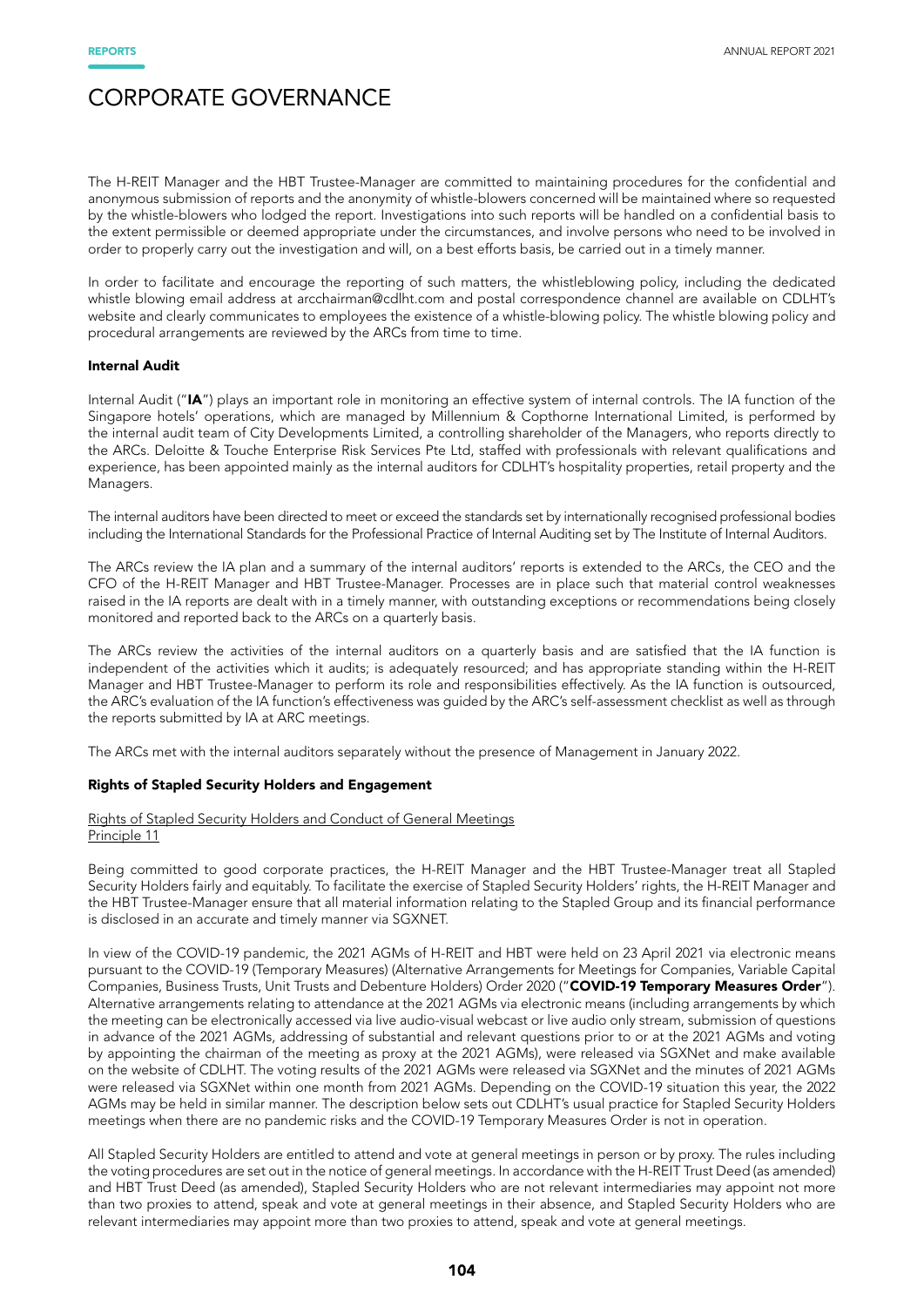# CORPORATE GOVERNANCE

The H-REIT Manager and the HBT Trustee-Manager are committed to maintaining procedures for the confidential and anonymous submission of reports and the anonymity of whistle-blowers concerned will be maintained where so requested by the whistle-blowers who lodged the report. Investigations into such reports will be handled on a confidential basis to the extent permissible or deemed appropriate under the circumstances, and involve persons who need to be involved in order to properly carry out the investigation and will, on a best efforts basis, be carried out in a timely manner.

In order to facilitate and encourage the reporting of such matters, the whistleblowing policy, including the dedicated whistle blowing email address at arcchairman@cdlht.com and postal correspondence channel are available on CDLHT's website and clearly communicates to employees the existence of a whistle-blowing policy. The whistle blowing policy and procedural arrangements are reviewed by the ARCs from time to time.

### Internal Audit

Internal Audit ("**IA**") plays an important role in monitoring an effective system of internal controls. The IA function of the Singapore hotels' operations, which are managed by Millennium & Copthorne International Limited, is performed by the internal audit team of City Developments Limited, a controlling shareholder of the Managers, who reports directly to the ARCs. Deloitte & Touche Enterprise Risk Services Pte Ltd, staffed with professionals with relevant qualifications and experience, has been appointed mainly as the internal auditors for CDLHT's hospitality properties, retail property and the Managers.

The internal auditors have been directed to meet or exceed the standards set by internationally recognised professional bodies including the International Standards for the Professional Practice of Internal Auditing set by The Institute of Internal Auditors.

The ARCs review the IA plan and a summary of the internal auditors' reports is extended to the ARCs, the CEO and the CFO of the H-REIT Manager and HBT Trustee-Manager. Processes are in place such that material control weaknesses raised in the IA reports are dealt with in a timely manner, with outstanding exceptions or recommendations being closely monitored and reported back to the ARCs on a quarterly basis.

The ARCs review the activities of the internal auditors on a quarterly basis and are satisfied that the IA function is independent of the activities which it audits; is adequately resourced; and has appropriate standing within the H-REIT Manager and HBT Trustee-Manager to perform its role and responsibilities effectively. As the IA function is outsourced, the ARC's evaluation of the IA function's effectiveness was guided by the ARC's self-assessment checklist as well as through the reports submitted by IA at ARC meetings.

The ARCs met with the internal auditors separately without the presence of Management in January 2022.

### Rights of Stapled Security Holders and Engagement

Rights of Stapled Security Holders and Conduct of General Meetings
Principle 11

Being committed to good corporate practices, the H-REIT Manager and the HBT Trustee-Manager treat all Stapled Security Holders fairly and equitably. To facilitate the exercise of Stapled Security Holders' rights, the H-REIT Manager and the HBT Trustee-Manager ensure that all material information relating to the Stapled Group and its financial performance is disclosed in an accurate and timely manner via SGXNET.

In view of the COVID-19 pandemic, the 2021 AGMs of H-REIT and HBT were held on 23 April 2021 via electronic means pursuant to the COVID-19 (Temporary Measures) (Alternative Arrangements for Meetings for Companies, Variable Capital Companies, Business Trusts, Unit Trusts and Debenture Holders) Order 2020 ("**COVID-19 Temporary Measures Order**"). Alternative arrangements relating to attendance at the 2021 AGMs via electronic means (including arrangements by which the meeting can be electronically accessed via live audio-visual webcast or live audio only stream, submission of questions in advance of the 2021 AGMs, addressing of substantial and relevant questions prior to or at the 2021 AGMs and voting by appointing the chairman of the meeting as proxy at the 2021 AGMs), were released via SGXNet and make available on the website of CDLHT. The voting results of the 2021 AGMs were released via SGXNet and the minutes of 2021 AGMs were released via SGXNet within one month from 2021 AGMs. Depending on the COVID-19 situation this year, the 2022 AGMs may be held in similar manner. The description below sets out CDLHT's usual practice for Stapled Security Holders meetings when there are no pandemic risks and the COVID-19 Temporary Measures Order is not in operation.

All Stapled Security Holders are entitled to attend and vote at general meetings in person or by proxy. The rules including the voting procedures are set out in the notice of general meetings. In accordance with the H-REIT Trust Deed (as amended) and HBT Trust Deed (as amended), Stapled Security Holders who are not relevant intermediaries may appoint not more than two proxies to attend, speak and vote at general meetings in their absence, and Stapled Security Holders who are relevant intermediaries may appoint more than two proxies to attend, speak and vote at general meetings.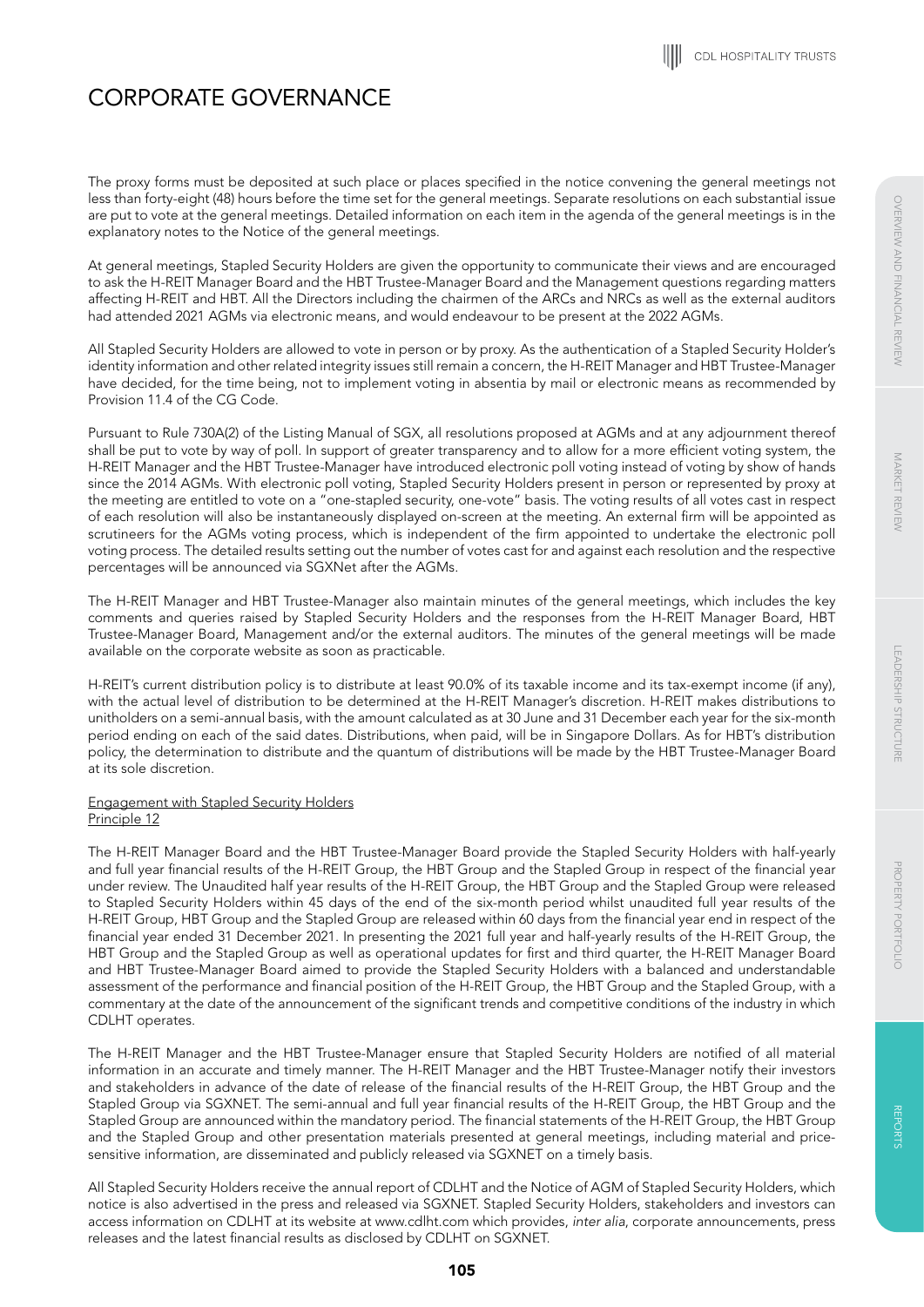# CORPORATE GOVERNANCE

The proxy forms must be deposited at such place or places specified in the notice convening the general meetings not less than forty-eight (48) hours before the time set for the general meetings. Separate resolutions on each substantial issue are put to vote at the general meetings. Detailed information on each item in the agenda of the general meetings is in the explanatory notes to the Notice of the general meetings.

At general meetings, Stapled Security Holders are given the opportunity to communicate their views and are encouraged to ask the H-REIT Manager Board and the HBT Trustee-Manager Board and the Management questions regarding matters affecting H-REIT and HBT. All the Directors including the chairmen of the ARCs and NRCs as well as the external auditors had attended 2021 AGMs via electronic means, and would endeavour to be present at the 2022 AGMs.

All Stapled Security Holders are allowed to vote in person or by proxy. As the authentication of a Stapled Security Holder's identity information and other related integrity issues still remain a concern, the H-REIT Manager and HBT Trustee-Manager have decided, for the time being, not to implement voting in absentia by mail or electronic means as recommended by Provision 11.4 of the CG Code.

Pursuant to Rule 730A(2) of the Listing Manual of SGX, all resolutions proposed at AGMs and at any adjournment thereof shall be put to vote by way of poll. In support of greater transparency and to allow for a more efficient voting system, the H-REIT Manager and the HBT Trustee-Manager have introduced electronic poll voting instead of voting by show of hands since the 2014 AGMs. With electronic poll voting, Stapled Security Holders present in person or represented by proxy at the meeting are entitled to vote on a "one-stapled security, one-vote" basis. The voting results of all votes cast in respect of each resolution will also be instantaneously displayed on-screen at the meeting. An external firm will be appointed as scrutineers for the AGMs voting process, which is independent of the firm appointed to undertake the electronic poll voting process. The detailed results setting out the number of votes cast for and against each resolution and the respective percentages will be announced via SGXNet after the AGMs.

The H-REIT Manager and HBT Trustee-Manager also maintain minutes of the general meetings, which includes the key comments and queries raised by Stapled Security Holders and the responses from the H-REIT Manager Board, HBT Trustee-Manager Board, Management and/or the external auditors. The minutes of the general meetings will be made available on the corporate website as soon as practicable.

H-REIT's current distribution policy is to distribute at least 90.0% of its taxable income and its tax-exempt income (if any), with the actual level of distribution to be determined at the H-REIT Manager's discretion. H-REIT makes distributions to unitholders on a semi-annual basis, with the amount calculated as at 30 June and 31 December each year for the six-month period ending on each of the said dates. Distributions, when paid, will be in Singapore Dollars. As for HBT's distribution policy, the determination to distribute and the quantum of distributions will be made by the HBT Trustee-Manager Board at its sole discretion.

Engagement with Stapled Security Holders
Principle 12

The H-REIT Manager Board and the HBT Trustee-Manager Board provide the Stapled Security Holders with half-yearly and full year financial results of the H-REIT Group, the HBT Group and the Stapled Group in respect of the financial year under review. The Unaudited half year results of the H-REIT Group, the HBT Group and the Stapled Group were released to Stapled Security Holders within 45 days of the end of the six-month period whilst unaudited full year results of the H-REIT Group, HBT Group and the Stapled Group are released within 60 days from the financial year end in respect of the financial year ended 31 December 2021. In presenting the 2021 full year and half-yearly results of the H-REIT Group, the HBT Group and the Stapled Group as well as operational updates for first and third quarter, the H-REIT Manager Board and HBT Trustee-Manager Board aimed to provide the Stapled Security Holders with a balanced and understandable assessment of the performance and financial position of the H-REIT Group, the HBT Group and the Stapled Group, with a commentary at the date of the announcement of the significant trends and competitive conditions of the industry in which CDLHT operates.

The H-REIT Manager and the HBT Trustee-Manager ensure that Stapled Security Holders are notified of all material information in an accurate and timely manner. The H-REIT Manager and the HBT Trustee-Manager notify their investors and stakeholders in advance of the date of release of the financial results of the H-REIT Group, the HBT Group and the Stapled Group via SGXNET. The semi-annual and full year financial results of the H-REIT Group, the HBT Group and the Stapled Group are announced within the mandatory period. The financial statements of the H-REIT Group, the HBT Group and the Stapled Group and other presentation materials presented at general meetings, including material and price-sensitive information, are disseminated and publicly released via SGXNET on a timely basis.

All Stapled Security Holders receive the annual report of CDLHT and the Notice of AGM of Stapled Security Holders, which notice is also advertised in the press and released via SGXNET. Stapled Security Holders, stakeholders and investors can access information on CDLHT at its website at www.cdlht.com which provides, *inter alia*, corporate announcements, press releases and the latest financial results as disclosed by CDLHT on SGXNET.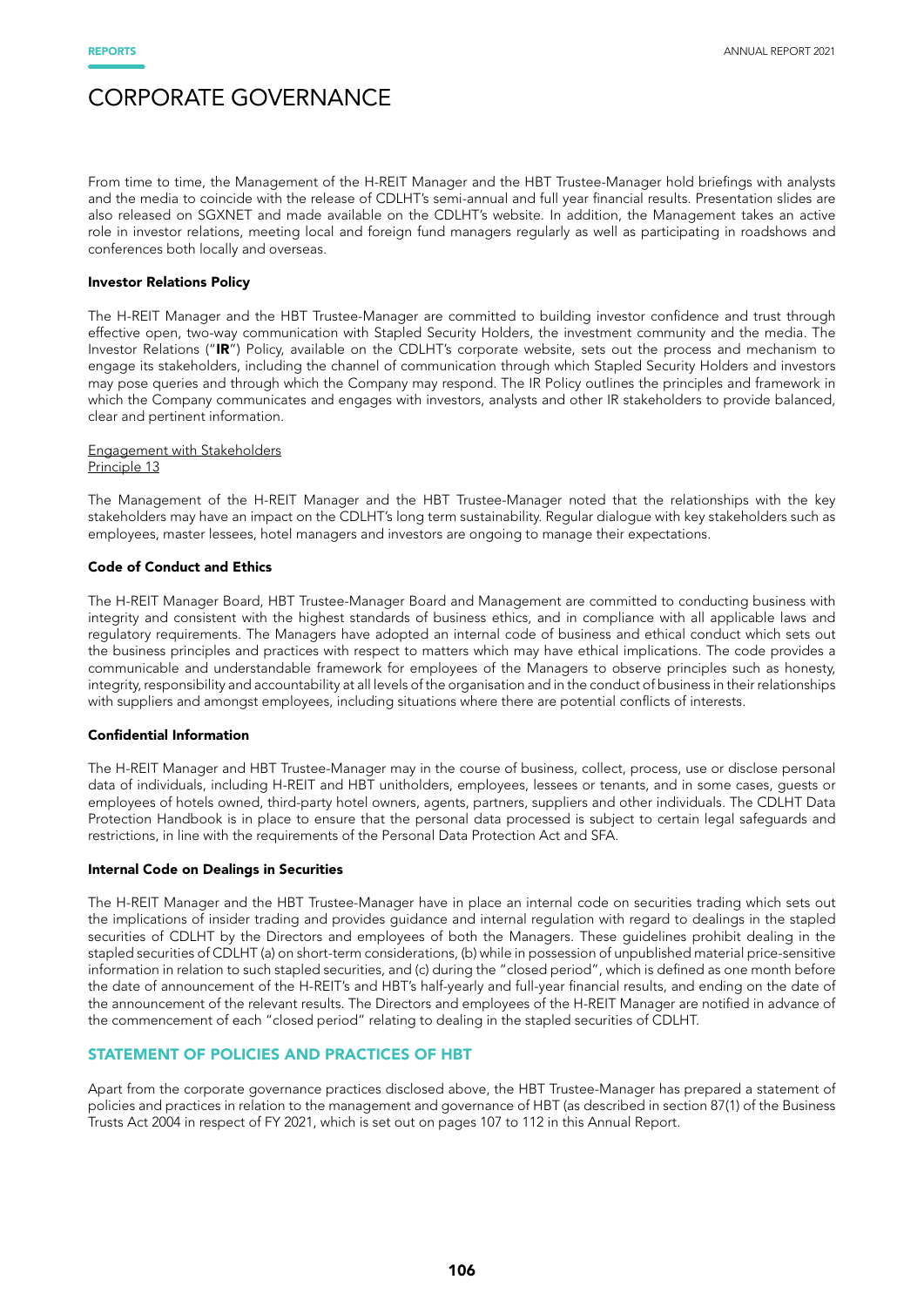# CORPORATE GOVERNANCE

From time to time, the Management of the H-REIT Manager and the HBT Trustee-Manager hold briefings with analysts and the media to coincide with the release of CDLHT's semi-annual and full year financial results. Presentation slides are also released on SGXNET and made available on the CDLHT's website. In addition, the Management takes an active role in investor relations, meeting local and foreign fund managers regularly as well as participating in roadshows and conferences both locally and overseas.

**Investor Relations Policy**

The H-REIT Manager and the HBT Trustee-Manager are committed to building investor confidence and trust through effective open, two-way communication with Stapled Security Holders, the investment community and the media. The Investor Relations ("**IR**") Policy, available on the CDLHT's corporate website, sets out the process and mechanism to engage its stakeholders, including the channel of communication through which Stapled Security Holders and investors may pose queries and through which the Company may respond. The IR Policy outlines the principles and framework in which the Company communicates and engages with investors, analysts and other IR stakeholders to provide balanced, clear and pertinent information.

Engagement with Stakeholders
Principle 13

The Management of the H-REIT Manager and the HBT Trustee-Manager noted that the relationships with the key stakeholders may have an impact on the CDLHT's long term sustainability. Regular dialogue with key stakeholders such as employees, master lessees, hotel managers and investors are ongoing to manage their expectations.

**Code of Conduct and Ethics**

The H-REIT Manager Board, HBT Trustee-Manager Board and Management are committed to conducting business with integrity and consistent with the highest standards of business ethics, and in compliance with all applicable laws and regulatory requirements. The Managers have adopted an internal code of business and ethical conduct which sets out the business principles and practices with respect to matters which may have ethical implications. The code provides a communicable and understandable framework for employees of the Managers to observe principles such as honesty, integrity, responsibility and accountability at all levels of the organisation and in the conduct of business in their relationships with suppliers and amongst employees, including situations where there are potential conflicts of interests.

**Confidential Information**

The H-REIT Manager and HBT Trustee-Manager may in the course of business, collect, process, use or disclose personal data of individuals, including H-REIT and HBT unitholders, employees, lessees or tenants, and in some cases, guests or employees of hotels owned, third-party hotel owners, agents, partners, suppliers and other individuals. The CDLHT Data Protection Handbook is in place to ensure that the personal data processed is subject to certain legal safeguards and restrictions, in line with the requirements of the Personal Data Protection Act and SFA.

**Internal Code on Dealings in Securities**

The H-REIT Manager and the HBT Trustee-Manager have in place an internal code on securities trading which sets out the implications of insider trading and provides guidance and internal regulation with regard to dealings in the stapled securities of CDLHT by the Directors and employees of both the Managers. These guidelines prohibit dealing in the stapled securities of CDLHT (a) on short-term considerations, (b) while in possession of unpublished material price-sensitive information in relation to such stapled securities, and (c) during the "closed period", which is defined as one month before the date of announcement of the H-REIT's and HBT's half-yearly and full-year financial results, and ending on the date of the announcement of the relevant results. The Directors and employees of the H-REIT Manager are notified in advance of the commencement of each "closed period" relating to dealing in the stapled securities of CDLHT.

## STATEMENT OF POLICIES AND PRACTICES OF HBT

Apart from the corporate governance practices disclosed above, the HBT Trustee-Manager has prepared a statement of policies and practices in relation to the management and governance of HBT (as described in section 87(1) of the Business Trusts Act 2004 in respect of FY 2021, which is set out on pages 107 to 112 in this Annual Report.